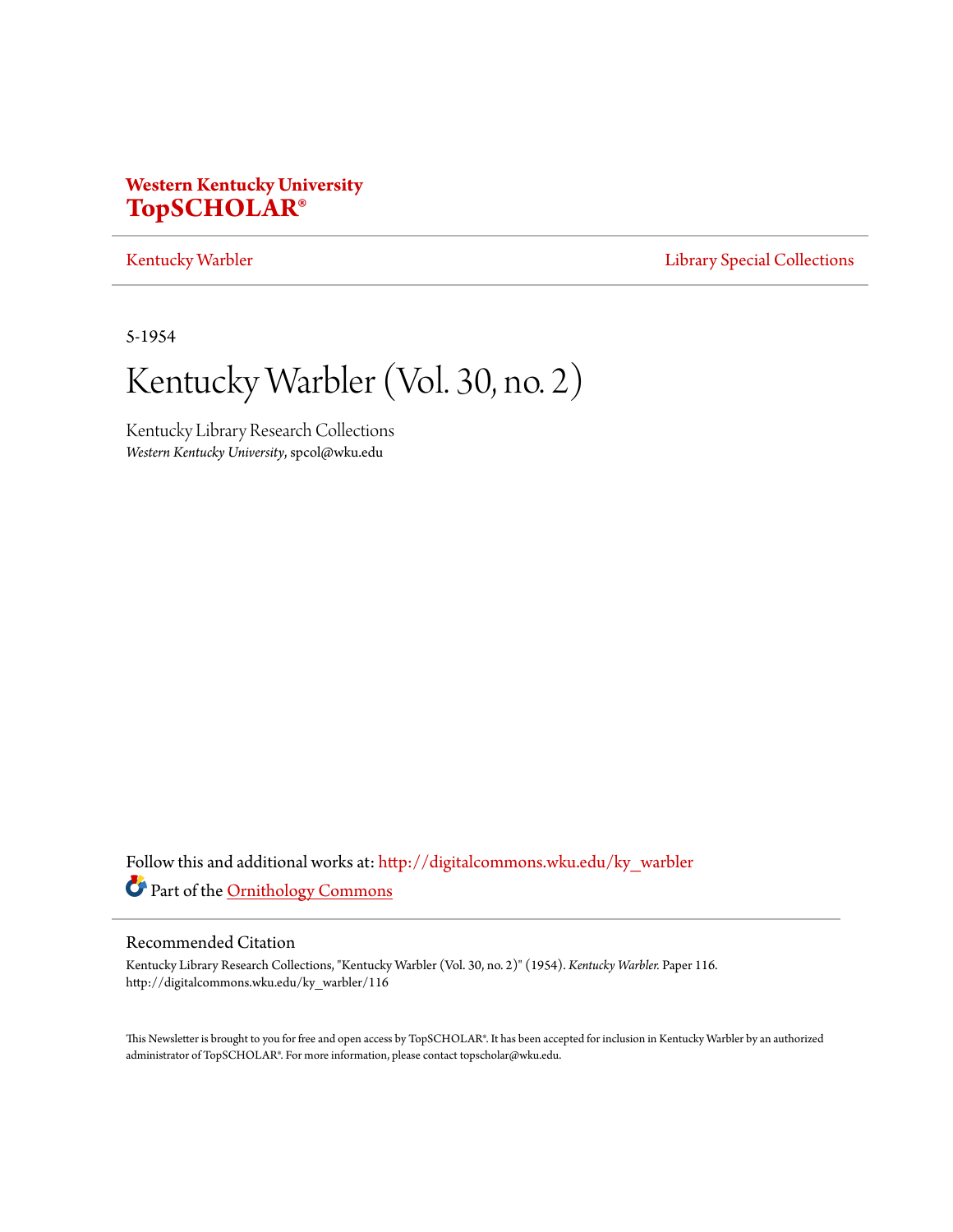Western Kentucky University
**TopSCHOLAR®**

Kentucky Warbler | Library Special Collections

5-1954

# Kentucky Warbler (Vol. 30, no. 2)

Kentucky Library Research Collections
*Western Kentucky University*, spcol@wku.edu

Follow this and additional works at: http://digitalcommons.wku.edu/ky_warbler

Part of the Ornithology Commons

## Recommended Citation

Kentucky Library Research Collections, "Kentucky Warbler (Vol. 30, no. 2)" (1954). *Kentucky Warbler*. Paper 116.
http://digitalcommons.wku.edu/ky_warbler/116

This Newsletter is brought to you for free and open access by TopSCHOLAR®. It has been accepted for inclusion in Kentucky Warbler by an authorized administrator of TopSCHOLAR®. For more information, please contact topscholar@wku.edu.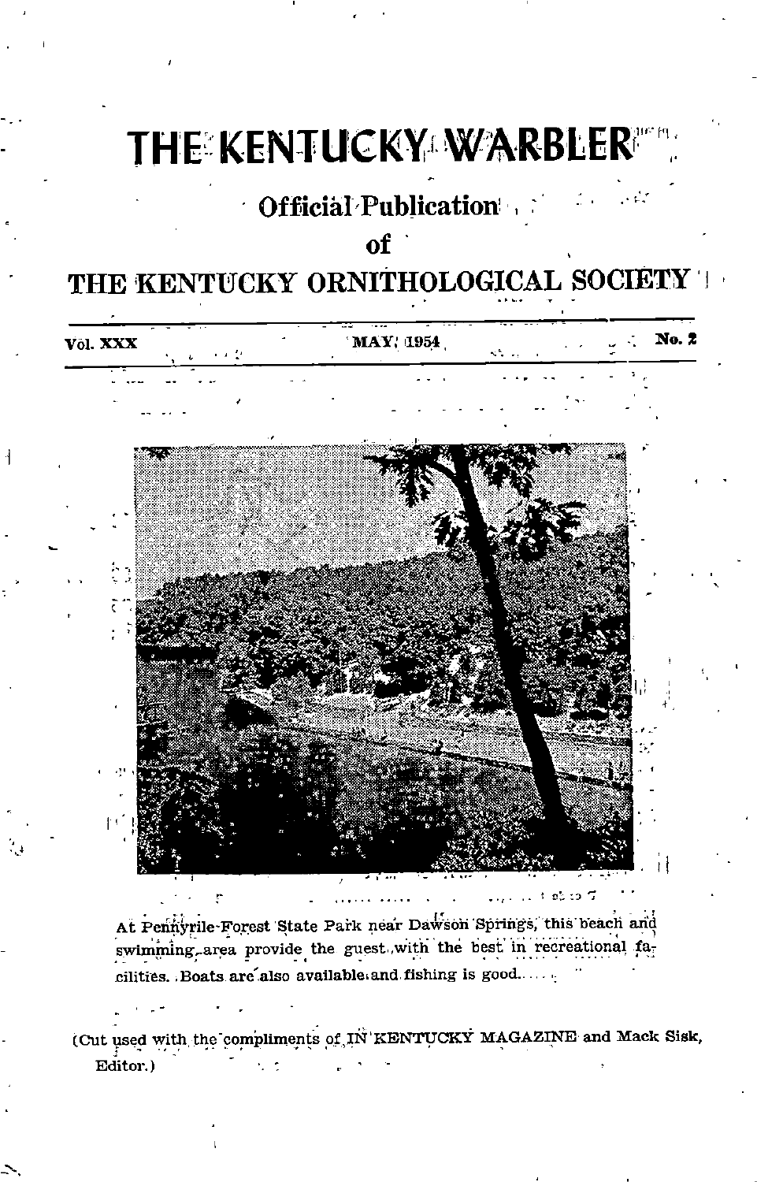# THE KENTUCKY WARBLER

**Official Publication**

**of**

**THE KENTUCKY ORNITHOLOGICAL SOCIETY**

**Vol. XXX** — **MAY, 1954** — **No. 2**

At Pennyrile Forest State Park near Dawson Springs, this beach and swimming area provide the guest with the best in recreational facilities. Boats are also available and fishing is good.

(Cut used with the compliments of IN KENTUCKY MAGAZINE and Mack Sisk, Editor.)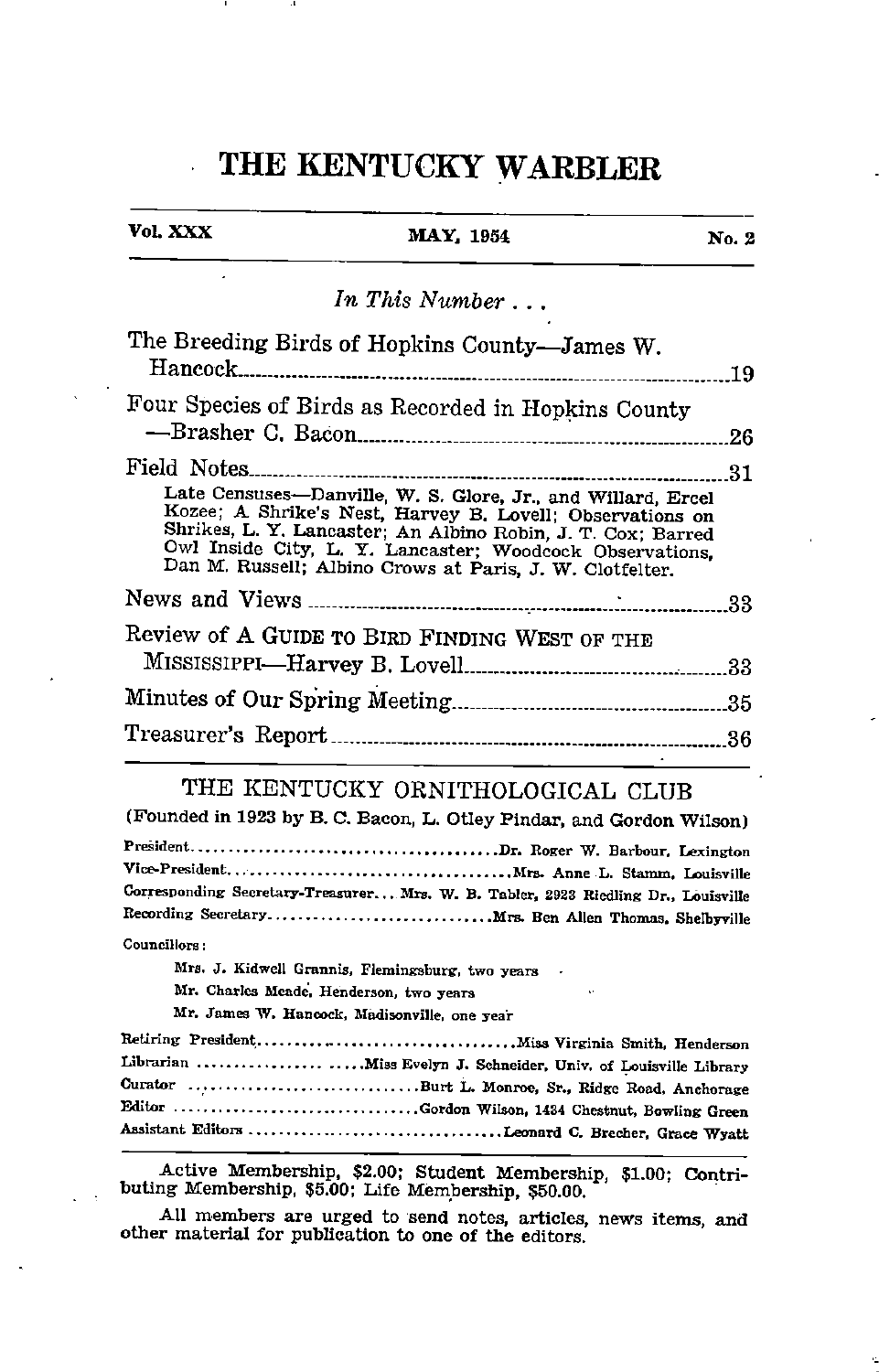# THE KENTUCKY WARBLER

| Vol. XXX | MAY, 1954 | No. 2 |
|---|---|---|

*In This Number . . .*

The Breeding Birds of Hopkins County—James W. Hancock ........ 19

Four Species of Birds as Recorded in Hopkins County—Brasher C. Bacon ........ 26

Field Notes ........ 31

Late Censuses—Danville, W. S. Glore, Jr., and Willard, Ercel Kozee; A Shrike's Nest, Harvey B. Lovell; Observations on Shrikes, L. Y. Lancaster; An Albino Robin, J. T. Cox; Barred Owl Inside City, L. Y. Lancaster; Woodcock Observations, Dan M. Russell; Albino Crows at Paris, J. W. Clotfelter.

News and Views ........ 33

Review of A GUIDE TO BIRD FINDING WEST OF THE MISSISSIPPI—Harvey B. Lovell ........ 33

Minutes of Our Spring Meeting ........ 35

Treasurer's Report ........ 36

## THE KENTUCKY ORNITHOLOGICAL CLUB

(Founded in 1923 by B. C. Bacon, L. Otley Pindar, and Gordon Wilson)

President ........ Dr. Roger W. Barbour, Lexington
Vice-President ........ Mrs. Anne L. Stamm, Louisville
Corresponding Secretary-Treasurer ... Mrs. W. B. Tabler, 2923 Riedling Dr., Louisville
Recording Secretary ........ Mrs. Ben Allen Thomas, Shelbyville

Councillors:

Mrs. J. Kidwell Grannis, Flemingsburg, two years
Mr. Charles Meade, Henderson, two years
Mr. James W. Hancock, Madisonville, one year

Retiring President ........ Miss Virginia Smith, Henderson
Librarian ........ Miss Evelyn J. Schneider, Univ. of Louisville Library
Curator ........ Burt L. Monroe, Sr., Ridge Road, Anchorage
Editor ........ Gordon Wilson, 1434 Chestnut, Bowling Green
Assistant Editors ........ Leonard C. Brecher, Grace Wyatt

Active Membership, $2.00; Student Membership, $1.00; Contributing Membership, $5.00; Life Membership, $50.00.

All members are urged to send notes, articles, news items, and other material for publication to one of the editors.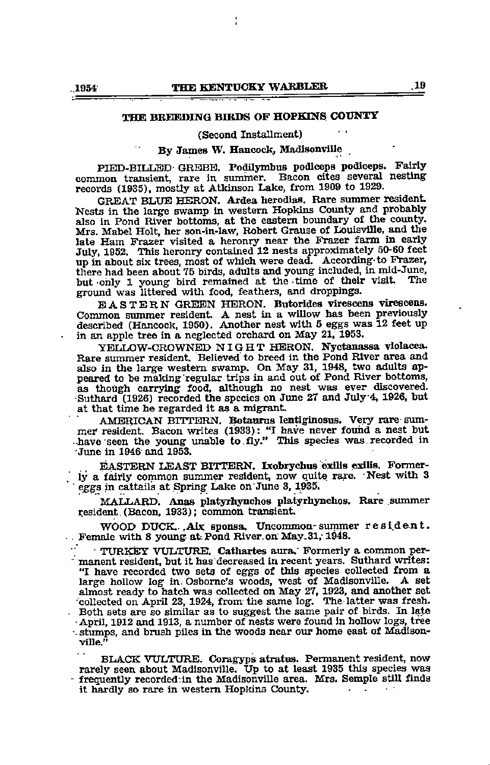## THE BREEDING BIRDS OF HOPKINS COUNTY

(Second Installment)

By James W. Hancock, Madisonville

PIED-BILLED GREBE. **Podilymbus podiceps podiceps.** Fairly common transient, rare in summer. Bacon cites several nesting records (1935), mostly at Atkinson Lake, from 1909 to 1929.

GREAT BLUE HERON. **Ardea herodias.** Rare summer resident. Nests in the large swamp in western Hopkins County and probably also in Pond River bottoms, at the eastern boundary of the county. Mrs. Mabel Holt, her son-in-law, Robert Grause of Louisville, and the late Ham Frazer visited a heronry near the Frazer farm in early July, 1952. This heronry contained 12 nests approximately 50-60 feet up in about six trees, most of which were dead. According to Frazer, there had been about 75 birds, adults and young included, in mid-June, but only 1 young bird remained at the time of their visit. The ground was littered with food, feathers, and droppings.

EASTERN GREEN HERON. **Butorides virescens virescens.** Common summer resident. A nest in a willow has been previously described (Hancock, 1950). Another nest with 5 eggs was 12 feet up in an apple tree in a neglected orchard on May 21, 1953.

YELLOW-CROWNED NIGHT HERON. **Nyctanassa violacea.** Rare summer resident. Believed to breed in the Pond River area and also in the large western swamp. On May 31, 1948, two adults appeared to be making regular trips in and out of Pond River bottoms, as though carrying food, although no nest was ever discovered. Suthard (1926) recorded the species on June 27 and July 4, 1926, but at that time he regarded it as a migrant.

AMERICAN BITTERN. **Botaurus lentiginosus.** Very rare summer resident. Bacon writes (1933): "I have never found a nest but have seen the young unable to fly." This species was recorded in June in 1946 and 1953.

EASTERN LEAST BITTERN. **Ixobrychus exilis exilis.** Formerly a fairly common summer resident, now quite rare. Nest with 3 eggs in cattails at Spring Lake on June 3, 1935.

MALLARD. **Anas platyrhynchos platyrhynchos.** Rare summer resident (Bacon, 1933); common transient.

WOOD DUCK. **Aix sponsa.** Uncommon summer resident. Female with 8 young at Pond River on May 31, 1948.

TURKEY VULTURE. **Cathartes aura.** Formerly a common permanent resident, but it has decreased in recent years. Suthard writes: "I have recorded two sets of eggs of this species collected from a large hollow log in Osborne's woods, west of Madisonville. A set almost ready to hatch was collected on May 27, 1923, and another set collected on April 23, 1924, from the same log. The latter was fresh. Both sets are so similar as to suggest the same pair of birds. In late April, 1912 and 1913, a number of nests were found in hollow logs, tree stumps, and brush piles in the woods near our home east of Madisonville."

BLACK VULTURE. **Coragyps atratus.** Permanent resident, now rarely seen about Madisonville. Up to at least 1935 this species was frequently recorded in the Madisonville area. Mrs. Semple still finds it hardly so rare in western Hopkins County.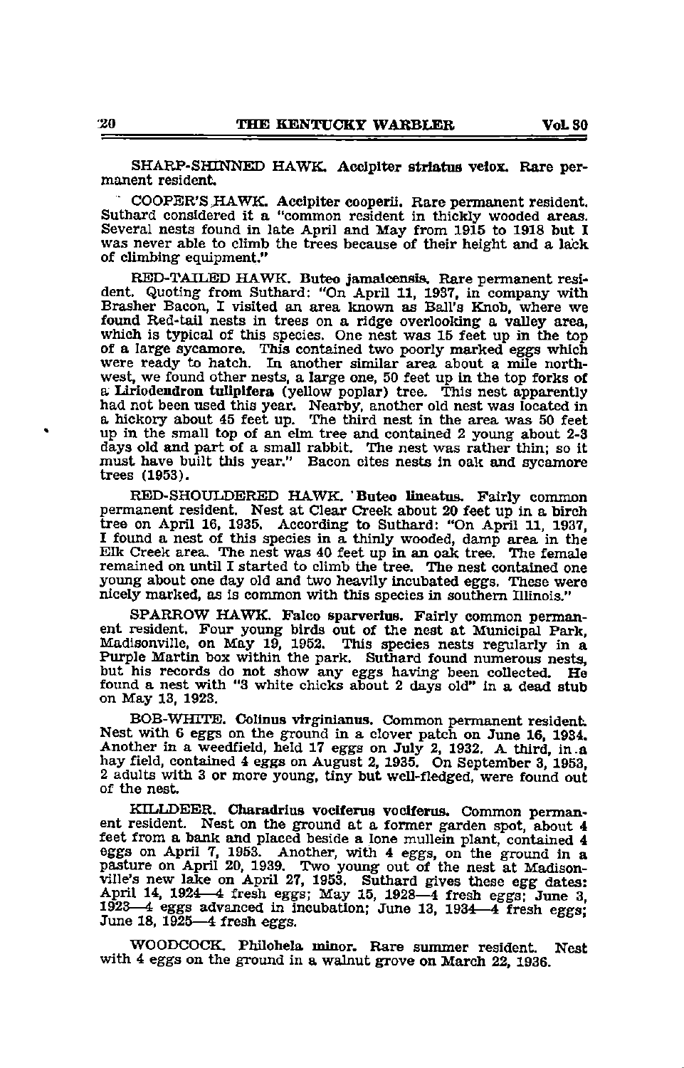SHARP-SHINNED HAWK. **Accipiter striatus velox.** Rare permanent resident.

COOPER'S HAWK. **Accipiter cooperii.** Rare permanent resident. Suthard considered it a "common resident in thickly wooded areas. Several nests found in late April and May from 1915 to 1918 but I was never able to climb the trees because of their height and a lack of climbing equipment."

RED-TAILED HAWK. **Buteo jamaicensis.** Rare permanent resident. Quoting from Suthard: "On April 11, 1937, in company with Brasher Bacon, I visited an area known as Ball's Knob, where we found Red-tail nests in trees on a ridge overlooking a valley area, which is typical of this species. One nest was 15 feet up in the top of a large sycamore. This contained two poorly marked eggs which were ready to hatch. In another similar area about a mile northwest, we found other nests, a large one, 50 feet up in the top forks of a **Liriodendron tulipifera** (yellow poplar) tree. This nest apparently had not been used this year. Nearby, another old nest was located in a hickory about 45 feet up. The third nest in the area was 50 feet up in the small top of an elm tree and contained 2 young about 2-3 days old and part of a small rabbit. The nest was rather thin; so it must have built this year." Bacon cites nests in oak and sycamore trees (1953).

RED-SHOULDERED HAWK. **Buteo lineatus.** Fairly common permanent resident. Nest at Clear Creek about 20 feet up in a birch tree on April 16, 1935. According to Suthard: "On April 11, 1937, I found a nest of this species in a thinly wooded, damp area in the Elk Creek area. The nest was 40 feet up in an oak tree. The female remained on until I started to climb the tree. The nest contained one young about one day old and two heavily incubated eggs. These were nicely marked, as is common with this species in southern Illinois."

SPARROW HAWK. **Falco sparverius.** Fairly common permanent resident. Four young birds out of the nest at Municipal Park, Madisonville, on May 19, 1952. This species nests regularly in a Purple Martin box within the park. Suthard found numerous nests, but his records do not show any eggs having been collected. He found a nest with "3 white chicks about 2 days old" in a dead stub on May 13, 1923.

BOB-WHITE. **Colinus virginianus.** Common permanent resident. Nest with 6 eggs on the ground in a clover patch on June 16, 1934. Another in a weedfield, held 17 eggs on July 2, 1932. A third, in a hay field, contained 4 eggs on August 2, 1935. On September 3, 1953, 2 adults with 3 or more young, tiny but well-fledged, were found out of the nest.

KILLDEER. **Charadrius vociferus vociferus.** Common permanent resident. Nest on the ground at a former garden spot, about 4 feet from a bank and placed beside a lone mullein plant, contained 4 eggs on April 7, 1953. Another, with 4 eggs, on the ground in a pasture on April 20, 1939. Two young out of the nest at Madisonville's new lake on April 27, 1953. Suthard gives these egg dates: April 14, 1924—4 fresh eggs; May 15, 1928—4 fresh eggs; June 3, 1923—4 eggs advanced in incubation; June 13, 1934—4 fresh eggs; June 18, 1925—4 fresh eggs.

WOODCOCK. **Philohela minor.** Rare summer resident. Nest with 4 eggs on the ground in a walnut grove on March 22, 1936.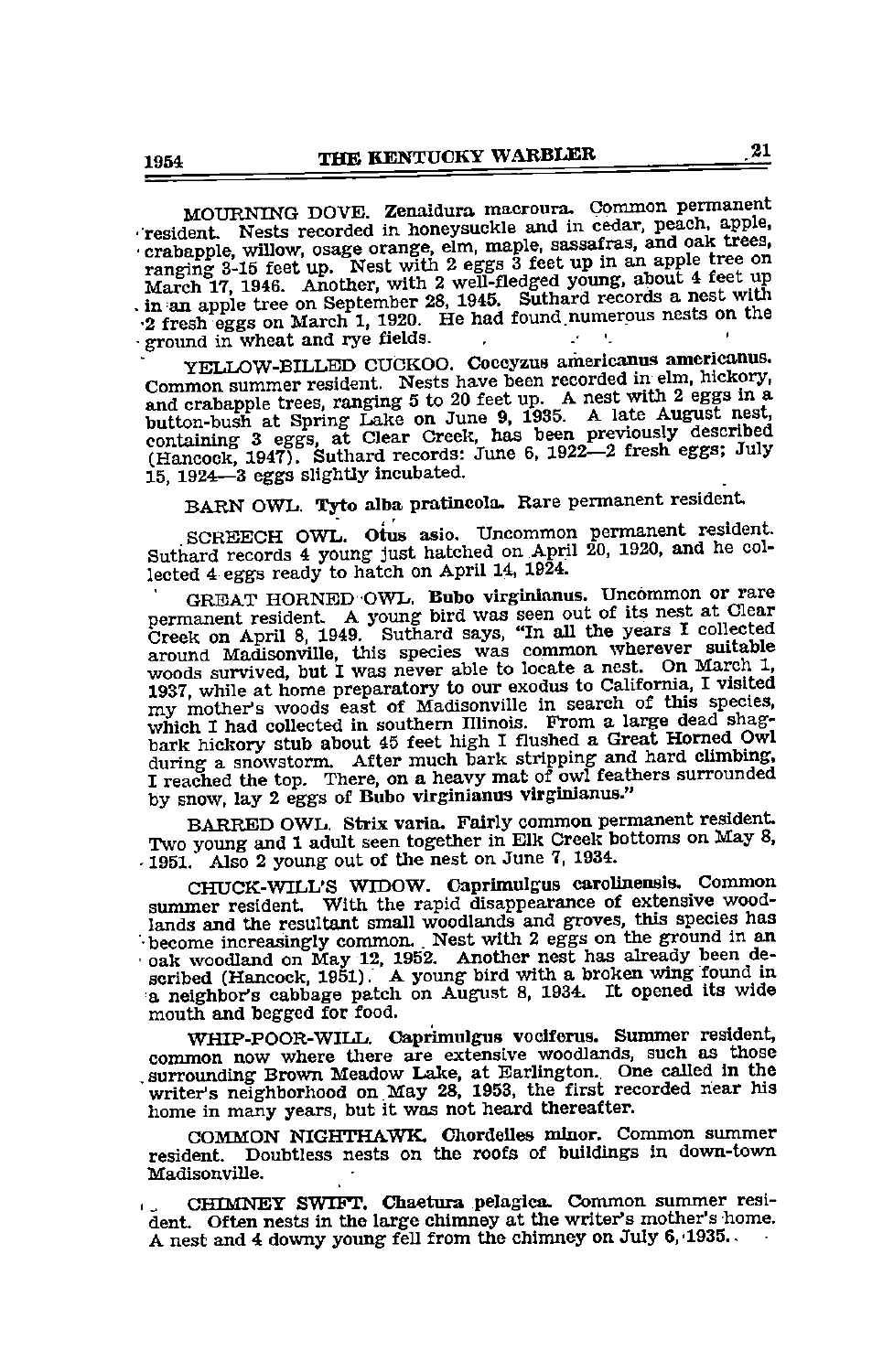MOURNING DOVE. **Zenaidura macroura.** Common permanent resident. Nests recorded in honeysuckle and in cedar, peach, apple, crabapple, willow, osage orange, elm, maple, sassafras, and oak trees, ranging 3-15 feet up. Nest with 2 eggs 3 feet up in an apple tree on March 17, 1946. Another, with 2 well-fledged young, about 4 feet up in an apple tree on September 28, 1945. Suthard records a nest with 2 fresh eggs on March 1, 1920. He had found numerous nests on the ground in wheat and rye fields.

YELLOW-BILLED CUCKOO. **Coccyzus americanus americanus.** Common summer resident. Nests have been recorded in elm, hickory, and crabapple trees, ranging 5 to 20 feet up. A nest with 2 eggs in a button-bush at Spring Lake on June 9, 1935. A late August nest, containing 3 eggs, at Clear Creek, has been previously described (Hancock, 1947). Suthard records: June 6, 1922—2 fresh eggs; July 15, 1924—3 eggs slightly incubated.

BARN OWL. **Tyto alba pratincola.** Rare permanent resident.

SCREECH OWL. **Otus asio.** Uncommon permanent resident. Suthard records 4 young just hatched on April 20, 1920, and he collected 4 eggs ready to hatch on April 14, 1924.

GREAT HORNED OWL. **Bubo virginianus.** Uncommon or rare permanent resident. A young bird was seen out of its nest at Clear Creek on April 8, 1949. Suthard says, "In all the years I collected around Madisonville, this species was common wherever suitable woods survived, but I was never able to locate a nest. On March 1, 1937, while at home preparatory to our exodus to California, I visited my mother's woods east of Madisonville in search of this species, which I had collected in southern Illinois. From a large dead shag-bark hickory stub about 45 feet high I flushed a Great Horned Owl during a snowstorm. After much bark stripping and hard climbing, I reached the top. There, on a heavy mat of owl feathers surrounded by snow, lay 2 eggs of **Bubo virginianus virginianus.**"

BARRED OWL. **Strix varia.** Fairly common permanent resident. Two young and 1 adult seen together in Elk Creek bottoms on May 8, 1951. Also 2 young out of the nest on June 7, 1934.

CHUCK-WILL'S WIDOW. **Caprimulgus carolinensis.** Common summer resident. With the rapid disappearance of extensive woodlands and the resultant small woodlands and groves, this species has become increasingly common. Nest with 2 eggs on the ground in an oak woodland on May 12, 1952. Another nest has already been described (Hancock, 1951). A young bird with a broken wing found in a neighbor's cabbage patch on August 8, 1934. It opened its wide mouth and begged for food.

WHIP-POOR-WILL. **Caprimulgus vociferus.** Summer resident, common now where there are extensive woodlands, such as those surrounding Brown Meadow Lake, at Earlington. One called in the writer's neighborhood on May 28, 1953, the first recorded near his home in many years, but it was not heard thereafter.

COMMON NIGHTHAWK. **Chordeiles minor.** Common summer resident. Doubtless nests on the roofs of buildings in down-town Madisonville.

CHIMNEY SWIFT. **Chaetura pelagica.** Common summer resident. Often nests in the large chimney at the writer's mother's home. A nest and 4 downy young fell from the chimney on July 6, 1935.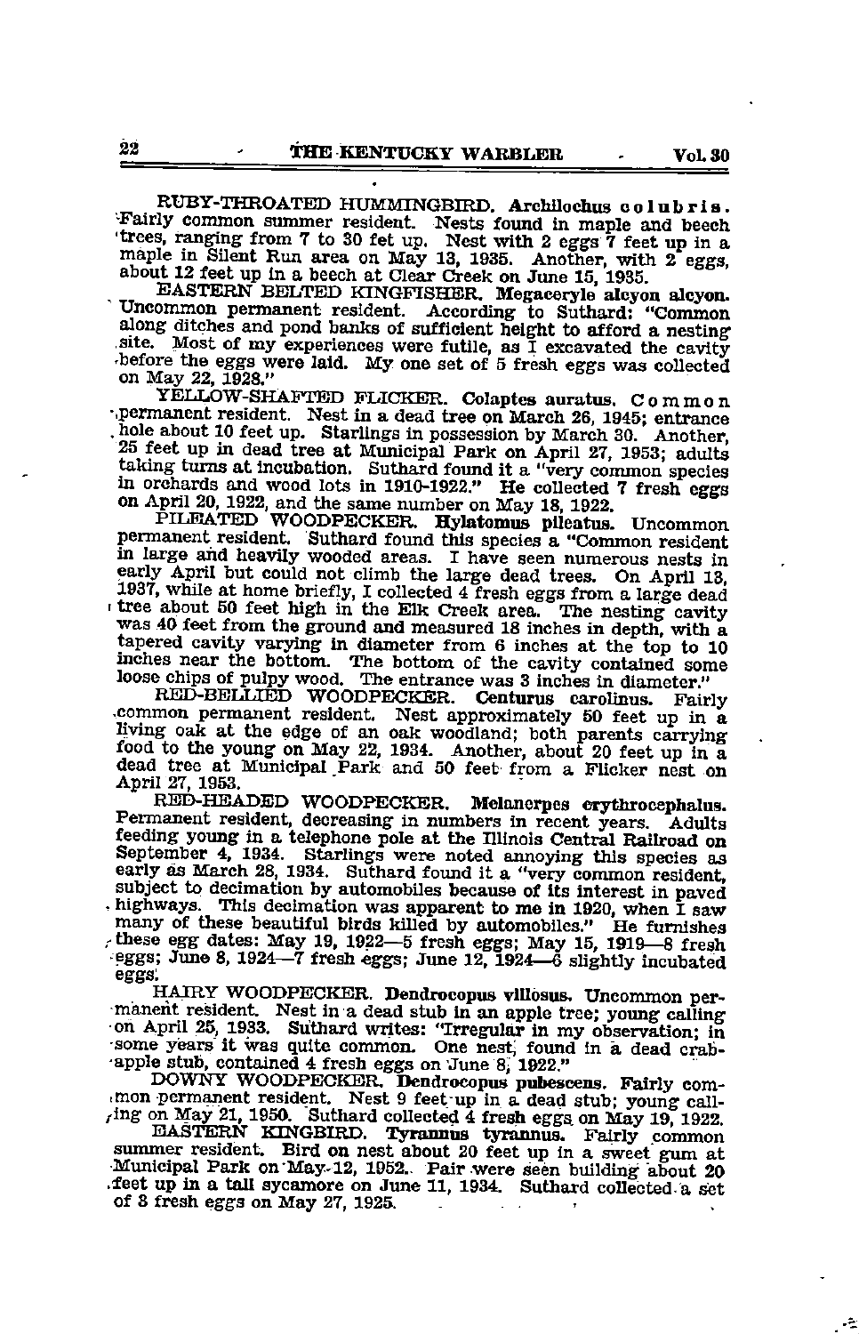**RUBY-THROATED HUMMINGBIRD. Archilochus colubris.** Fairly common summer resident. Nests found in maple and beech trees, ranging from 7 to 30 fet up. Nest with 2 eggs 7 feet up in a maple in Silent Run area on May 13, 1935. Another, with 2 eggs, about 12 feet up in a beech at Clear Creek on June 15, 1935.

**EASTERN BELTED KINGFISHER. Megaceryle alcyon alcyon.** Uncommon permanent resident. According to Suthard: "Common along ditches and pond banks of sufficient height to afford a nesting site. Most of my experiences were futile, as I excavated the cavity before the eggs were laid. My one set of 5 fresh eggs was collected on May 22, 1928."

**YELLOW-SHAFTED FLICKER. Colaptes auratus.** Common permanent resident. Nest in a dead tree on March 26, 1945; entrance hole about 10 feet up. Starlings in possession by March 30. Another, 25 feet up in dead tree at Municipal Park on April 27, 1953; adults taking turns at incubation. Suthard found it a "very common species in orchards and wood lots in 1910-1922." He collected 7 fresh eggs on April 20, 1922, and the same number on May 18, 1922.

**PILEATED WOODPECKER. Hylatomus pileatus.** Uncommon permanent resident. Suthard found this species a "Common resident in large and heavily wooded areas. I have seen numerous nests in early April but could not climb the large dead trees. On April 13, 1937, while at home briefly, I collected 4 fresh eggs from a large dead tree about 50 feet high in the Elk Creek area. The nesting cavity was 40 feet from the ground and measured 18 inches in depth, with a tapered cavity varying in diameter from 6 inches at the top to 10 inches near the bottom. The bottom of the cavity contained some loose chips of pulpy wood. The entrance was 3 inches in diameter."

**RED-BELLIED WOODPECKER. Centurus carolinus.** Fairly common permanent resident. Nest approximately 50 feet up in a living oak at the edge of an oak woodland; both parents carrying food to the young on May 22, 1934. Another, about 20 feet up in a dead tree at Municipal Park and 50 feet from a Flicker nest on April 27, 1953.

**RED-HEADED WOODPECKER. Melanerpes erythrocephalus.** Permanent resident, decreasing in numbers in recent years. Adults feeding young in a telephone pole at the Illinois Central Railroad on September 4, 1934. Starlings were noted annoying this species as early as March 28, 1934. Suthard found it a "very common resident, subject to decimation by automobiles because of its interest in paved highways. This decimation was apparent to me in 1920, when I saw many of these beautiful birds killed by automobiles." He furnishes these egg dates: May 19, 1922—5 fresh eggs; May 15, 1919—8 fresh eggs; June 8, 1924—7 fresh eggs; June 12, 1924—6 slightly incubated eggs.

**HAIRY WOODPECKER. Dendrocopus villosus.** Uncommon permanent resident. Nest in a dead stub in an apple tree; young calling on April 25, 1933. Suthard writes: "Irregular in my observation; in some years it was quite common. One nest, found in a dead crab-apple stub, contained 4 fresh eggs on June 8, 1922."

**DOWNY WOODPECKER. Dendrocopus pubescens.** Fairly common permanent resident. Nest 9 feet up in a dead stub; young calling on May 21, 1950. Suthard collected 4 fresh eggs on May 19, 1922.

**EASTERN KINGBIRD. Tyrannus tyrannus.** Fairly common summer resident. Bird on nest about 20 feet up in a sweet gum at Municipal Park on May 12, 1952. Pair were seen building about 20 feet up in a tall sycamore on June 11, 1934. Suthard collected a set of 3 fresh eggs on May 27, 1925.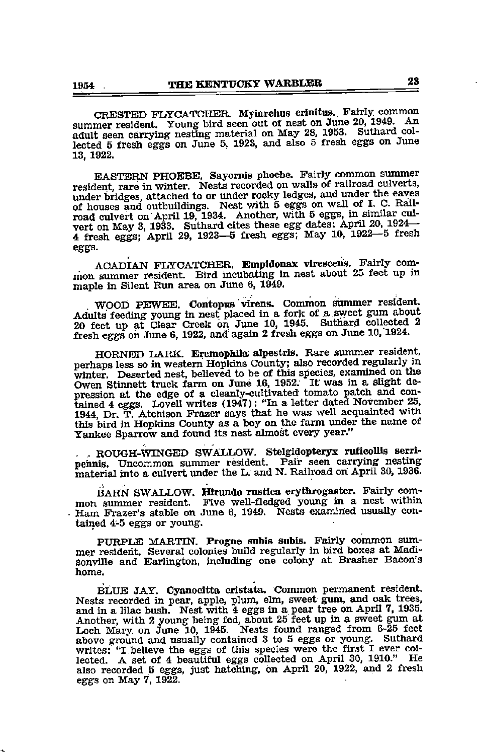CRESTED FLYCATCHER. **Myiarchus crinitus.** Fairly common summer resident. Young bird seen out of nest on June 20, 1949. An adult seen carrying nesting material on May 28, 1953. Suthard collected 5 fresh eggs on June 5, 1923, and also 5 fresh eggs on June 13, 1922.

EASTERN PHOEBE. **Sayornis phoebe.** Fairly common summer resident, rare in winter. Nests recorded on walls of railroad culverts, under bridges, attached to or under rocky ledges, and under the eaves of houses and outbuildings. Nest with 5 eggs on wall of I. C. Railroad culvert on April 19, 1934. Another, with 5 eggs, in similar culvert on May 3, 1933. Suthard cites these egg dates: April 20, 1924—4 fresh eggs; April 29, 1923—5 fresh eggs; May 10, 1922—5 fresh eggs.

ACADIAN FLYCATCHER. **Empidonax virescens.** Fairly common summer resident. Bird incubating in nest about 25 feet up in maple in Silent Run area on June 6, 1949.

WOOD PEWEE. **Contopus virens.** Common summer resident. Adults feeding young in nest placed in a fork of a sweet gum about 20 feet up at Clear Creek on June 10, 1945. Suthard collected 2 fresh eggs on June 6, 1922, and again 2 fresh eggs on June 10, 1924.

HORNED LARK. **Eremophila alpestris.** Rare summer resident, perhaps less so in western Hopkins County; also recorded regularly in winter. Deserted nest, believed to be of this species, examined on the Owen Stinnett truck farm on June 16, 1952. It was in a slight depression at the edge of a cleanly-cultivated tomato patch and contained 4 eggs. Lovell writes (1947): "In a letter dated November 25, 1944, Dr. T. Atchison Frazer says that he was well acquainted with this bird in Hopkins County as a boy on the farm under the name of Yankee Sparrow and found its nest almost every year."

ROUGH-WINGED SWALLOW. **Stelgidopteryx ruficollis serripennis.** Uncommon summer resident. Pair seen carrying nesting material into a culvert under the L. and N. Railroad on April 30, 1936.

BARN SWALLOW. **Hirundo rustica erythrogaster.** Fairly common summer resident. Five well-fledged young in a nest within Ham Frazer's stable on June 6, 1949. Nests examined usually contained 4-5 eggs or young.

PURPLE MARTIN. **Progne subis subis.** Fairly common summer resident. Several colonies build regularly in bird boxes at Madisonville and Earlington, including one colony at Brasher Bacon's home.

BLUE JAY. **Cyanocitta cristata.** Common permanent resident. Nests recorded in pear, apple, plum, elm, sweet gum, and oak trees, and in a lilac bush. Nest with 4 eggs in a pear tree on April 7, 1935. Another, with 2 young being fed, about 25 feet up in a sweet gum at Loch Mary on June 10, 1945. Nests found ranged from 6-25 feet above ground and usually contained 3 to 5 eggs or young. Suthard writes: "I believe the eggs of this species were the first I ever collected. A set of 4 beautiful eggs collected on April 30, 1910." He also recorded 5 eggs, just hatching, on April 20, 1922, and 2 fresh eggs on May 7, 1922.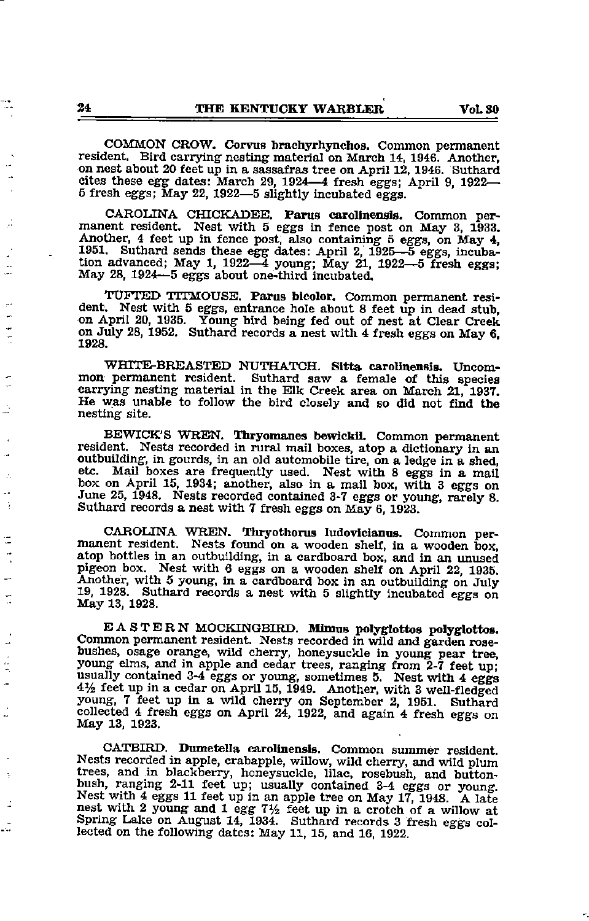COMMON CROW. **Corvus brachyrhynchos.** Common permanent resident. Bird carrying nesting material on March 14, 1946. Another, on nest about 20 feet up in a sassafras tree on April 12, 1946. Suthard cites these egg dates: March 29, 1924—4 fresh eggs; April 9, 1922—5 fresh eggs; May 22, 1922—5 slightly incubated eggs.

CAROLINA CHICKADEE. **Parus carolinensis.** Common permanent resident. Nest with 5 eggs in fence post on May 3, 1933. Another, 4 feet up in fence post, also containing 5 eggs, on May 4, 1951. Suthard sends these egg dates: April 2, 1925—5 eggs, incubation advanced; May 1, 1922—4 young; May 21, 1922—5 fresh eggs; May 28, 1924—5 eggs about one-third incubated.

TUFTED TITMOUSE. **Parus bicolor.** Common permanent resident. Nest with 5 eggs, entrance hole about 8 feet up in dead stub, on April 20, 1935. Young bird being fed out of nest at Clear Creek on July 28, 1952. Suthard records a nest with 4 fresh eggs on May 6, 1928.

WHITE-BREASTED NUTHATCH. **Sitta carolinensis.** Uncommon permanent resident. Suthard saw a female of this species carrying nesting material in the Elk Creek area on March 21, 1937. He was unable to follow the bird closely and so did not find the nesting site.

BEWICK'S WREN. **Thryomanes bewickii.** Common permanent resident. Nests recorded in rural mail boxes, atop a dictionary in an outbuilding, in gourds, in an old automobile tire, on a ledge in a shed, etc. Mail boxes are frequently used. Nest with 8 eggs in a mail box on April 15, 1934; another, also in a mail box, with 3 eggs on June 25, 1948. Nests recorded contained 3-7 eggs or young, rarely 8. Suthard records a nest with 7 fresh eggs on May 6, 1923.

CAROLINA WREN. **Thryothorus ludovicianus.** Common permanent resident. Nests found on a wooden shelf, in a wooden box, atop bottles in an outbuilding, in a cardboard box, and in an unused pigeon box. Nest with 6 eggs on a wooden shelf on April 22, 1935. Another, with 5 young, in a cardboard box in an outbuilding on July 19, 1928. Suthard records a nest with 5 slightly incubated eggs on May 13, 1928.

EASTERN MOCKINGBIRD. **Mimus polyglottos polyglottos.** Common permanent resident. Nests recorded in wild and garden rosebushes, osage orange, wild cherry, honeysuckle in young pear tree, young elms, and in apple and cedar trees, ranging from 2-7 feet up; usually contained 3-4 eggs or young, sometimes 5. Nest with 4 eggs 4½ feet up in a cedar on April 15, 1949. Another, with 3 well-fledged young, 7 feet up in a wild cherry on September 2, 1951. Suthard collected 4 fresh eggs on April 24, 1922, and again 4 fresh eggs on May 13, 1923.

CATBIRD. **Dumetella carolinensis.** Common summer resident. Nests recorded in apple, crabapple, willow, wild cherry, and wild plum trees, and in blackberry, honeysuckle, lilac, rosebush, and buttonbush, ranging 2-11 feet up; usually contained 3-4 eggs or young. Nest with 4 eggs 11 feet up in an apple tree on May 17, 1948. A late nest with 2 young and 1 egg 7½ feet up in a crotch of a willow at Spring Lake on August 14, 1934. Suthard records 3 fresh eggs collected on the following dates: May 11, 15, and 16, 1922.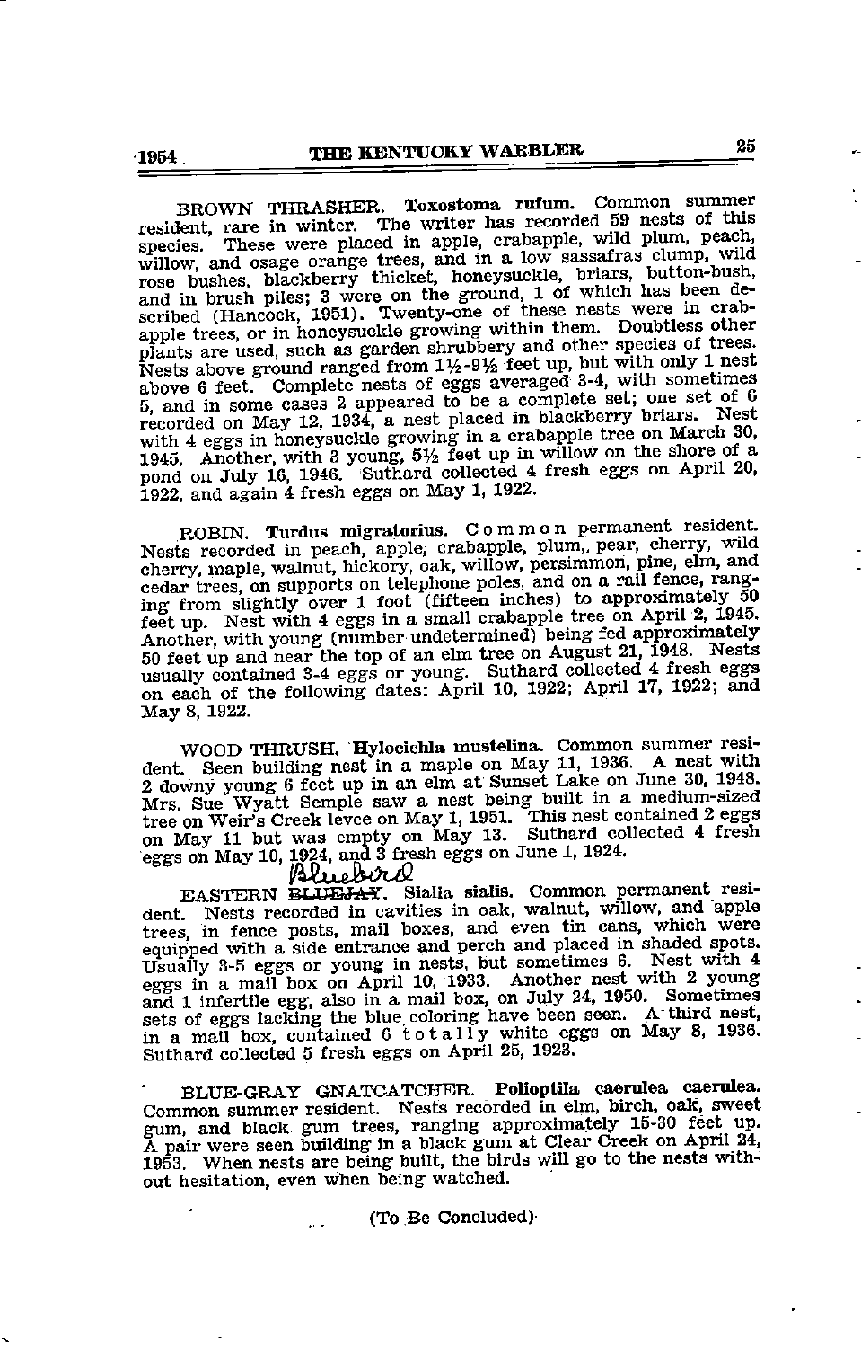BROWN THRASHER. **Toxostoma rufum.** Common summer resident, rare in winter. The writer has recorded 59 nests of this species. These were placed in apple, crabapple, wild plum, peach, willow, and osage orange trees, and in a low sassafras clump, wild rose bushes, blackberry thicket, honeysuckle, briars, button-bush, and in brush piles; 3 were on the ground, 1 of which has been described (Hancock, 1951). Twenty-one of these nests were in crabapple trees, or in honeysuckle growing within them. Doubtless other plants are used, such as garden shrubbery and other species of trees. Nests above ground ranged from 1½-9½ feet up, but with only 1 nest above 6 feet. Complete nests of eggs averaged 3-4, with sometimes 5, and in some cases 2 appeared to be a complete set; one set of 6 recorded on May 12, 1934, a nest placed in blackberry briars. Nest with 4 eggs in honeysuckle growing in a crabapple tree on March 30, 1945. Another, with 3 young, 5½ feet up in willow on the shore of a pond on July 16, 1946. Suthard collected 4 fresh eggs on April 20, 1922, and again 4 fresh eggs on May 1, 1922.

ROBIN. **Turdus migratorius.** Common permanent resident. Nests recorded in peach, apple, crabapple, plum, pear, cherry, wild cherry, maple, walnut, hickory, oak, willow, persimmon, pine, elm, and cedar trees, on supports on telephone poles, and on a rail fence, ranging from slightly over 1 foot (fifteen inches) to approximately 50 feet up. Nest with 4 eggs in a small crabapple tree on April 2, 1945. Another, with young (number undetermined) being fed approximately 50 feet up and near the top of an elm tree on August 21, 1948. Nests usually contained 3-4 eggs or young. Suthard collected 4 fresh eggs on each of the following dates: April 10, 1922; April 17, 1922; and May 8, 1922.

WOOD THRUSH. **Hylocichla mustelina.** Common summer resident. Seen building nest in a maple on May 11, 1936. A nest with 2 downy young 6 feet up in an elm at Sunset Lake on June 30, 1948. Mrs. Sue Wyatt Semple saw a nest being built in a medium-sized tree on Weir's Creek levee on May 1, 1951. This nest contained 2 eggs on May 11 but was empty on May 13. Suthard collected 4 fresh eggs on May 10, 1924, and 3 fresh eggs on June 1, 1924.

EASTERN ~~BLUEJAY~~ Bluebird. **Sialia sialis.** Common permanent resident. Nests recorded in cavities in oak, walnut, willow, and apple trees, in fence posts, mail boxes, and even tin cans, which were equipped with a side entrance and perch and placed in shaded spots. Usually 3-5 eggs or young in nests, but sometimes 6. Nest with 4 eggs in a mail box on April 10, 1933. Another nest with 2 young and 1 infertile egg, also in a mail box, on July 24, 1950. Sometimes sets of eggs lacking the blue coloring have been seen. A third nest, in a mail box, contained 6 totally white eggs on May 8, 1936. Suthard collected 5 fresh eggs on April 25, 1923.

BLUE-GRAY GNATCATCHER. **Polioptila caerulea caerulea.** Common summer resident. Nests recorded in elm, birch, oak, sweet gum, and black gum trees, ranging approximately 15-30 feet up. A pair were seen building in a black gum at Clear Creek on April 24, 1953. When nests are being built, the birds will go to the nests without hesitation, even when being watched.

(To Be Concluded)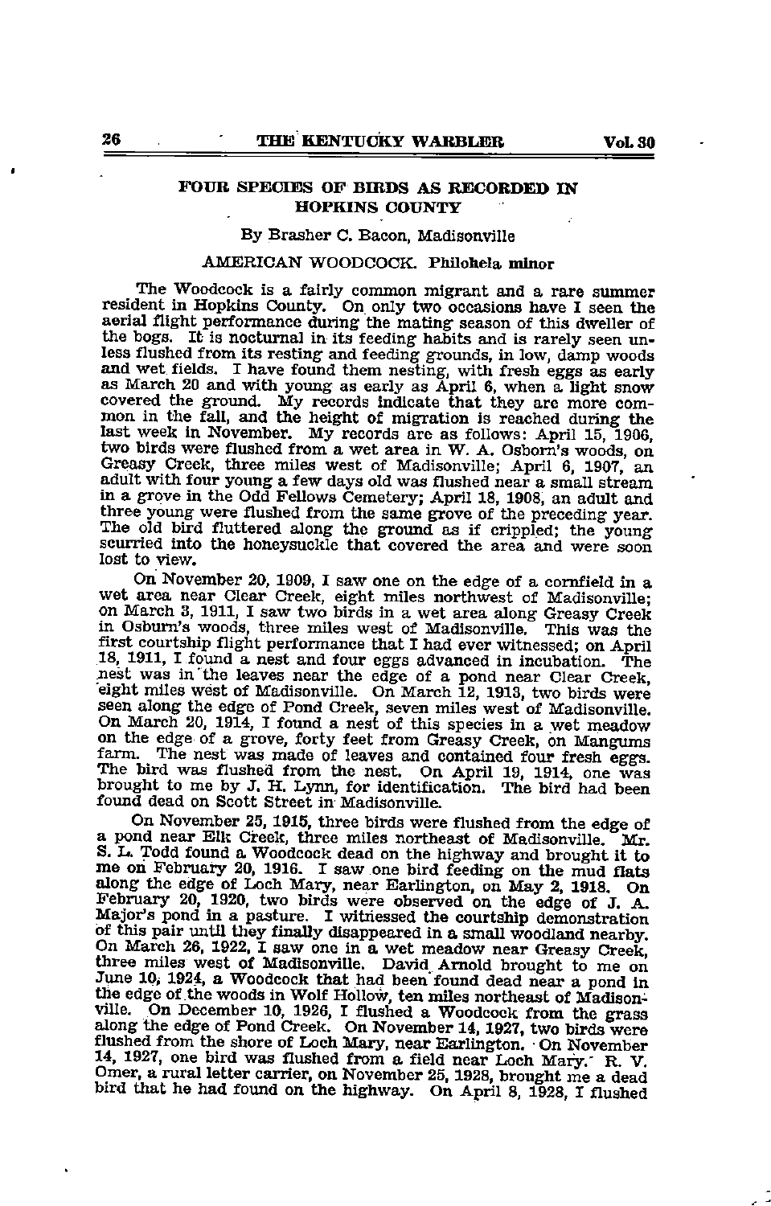## FOUR SPECIES OF BIRDS AS RECORDED IN HOPKINS COUNTY

By Brasher C. Bacon, Madisonville

### AMERICAN WOODCOCK. Philohela minor

The Woodcock is a fairly common migrant and a rare summer resident in Hopkins County. On only two occasions have I seen the aerial flight performance during the mating season of this dweller of the bogs. It is nocturnal in its feeding habits and is rarely seen unless flushed from its resting and feeding grounds, in low, damp woods and wet fields. I have found them nesting, with fresh eggs as early as March 20 and with young as early as April 6, when a light snow covered the ground. My records indicate that they are more common in the fall, and the height of migration is reached during the last week in November. My records are as follows: April 15, 1906, two birds were flushed from a wet area in W. A. Osborn's woods, on Greasy Creek, three miles west of Madisonville; April 6, 1907, an adult with four young a few days old was flushed near a small stream in a grove in the Odd Fellows Cemetery; April 18, 1908, an adult and three young were flushed from the same grove of the preceding year. The old bird fluttered along the ground as if crippled; the young scurried into the honeysuckle that covered the area and were soon lost to view.

On November 20, 1909, I saw one on the edge of a cornfield in a wet area near Clear Creek, eight miles northwest of Madisonville; on March 3, 1911, I saw two birds in a wet area along Greasy Creek in Osburn's woods, three miles west of Madisonville. This was the first courtship flight performance that I had ever witnessed; on April 18, 1911, I found a nest and four eggs advanced in incubation. The nest was in the leaves near the edge of a pond near Clear Creek, eight miles west of Madisonville. On March 12, 1913, two birds were seen along the edge of Pond Creek, seven miles west of Madisonville. On March 20, 1914, I found a nest of this species in a wet meadow on the edge of a grove, forty feet from Greasy Creek, on Mangums farm. The nest was made of leaves and contained four fresh eggs. The bird was flushed from the nest. On April 19, 1914, one was brought to me by J. H. Lynn, for identification. The bird had been found dead on Scott Street in Madisonville.

On November 25, 1915, three birds were flushed from the edge of a pond near Elk Creek, three miles northeast of Madisonville. Mr. S. L. Todd found a Woodcock dead on the highway and brought it to me on February 20, 1916. I saw one bird feeding on the mud flats along the edge of Loch Mary, near Earlington, on May 2, 1918. On February 20, 1920, two birds were observed on the edge of J. A. Major's pond in a pasture. I witnessed the courtship demonstration of this pair until they finally disappeared in a small woodland nearby. On March 26, 1922, I saw one in a wet meadow near Greasy Creek, three miles west of Madisonville. David Arnold brought to me on June 10, 1924, a Woodcock that had been found dead near a pond in the edge of the woods in Wolf Hollow, ten miles northeast of Madisonville. On December 10, 1926, I flushed a Woodcock from the grass along the edge of Pond Creek. On November 14, 1927, two birds were flushed from the shore of Loch Mary, near Earlington. On November 14, 1927, one bird was flushed from a field near Loch Mary. R. V. Omer, a rural letter carrier, on November 25, 1928, brought me a dead bird that he had found on the highway. On April 8, 1928, I flushed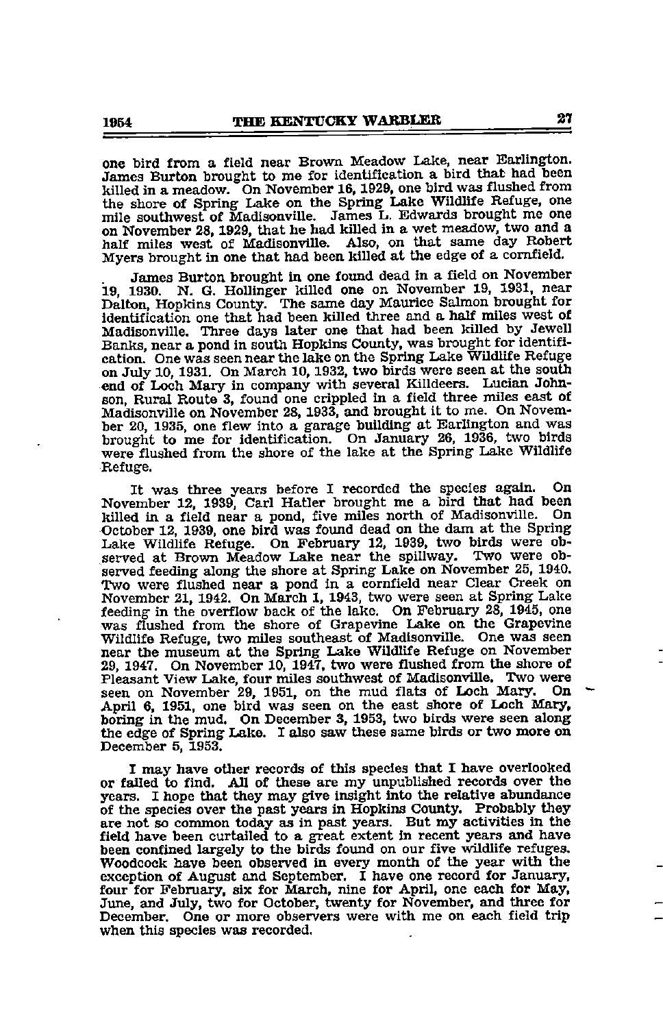one bird from a field near Brown Meadow Lake, near Earlington. James Burton brought to me for identification a bird that had been killed in a meadow. On November 16, 1929, one bird was flushed from the shore of Spring Lake on the Spring Lake Wildlife Refuge, one mile southwest of Madisonville. James L. Edwards brought me one on November 28, 1929, that he had killed in a wet meadow, two and a half miles west of Madisonville. Also, on that same day Robert Myers brought in one that had been killed at the edge of a cornfield.

James Burton brought in one found dead in a field on November 19, 1930. N. G. Hollinger killed one on November 19, 1931, near Dalton, Hopkins County. The same day Maurice Salmon brought for identification one that had been killed three and a half miles west of Madisonville. Three days later one that had been killed by Jewell Banks, near a pond in south Hopkins County, was brought for identification. One was seen near the lake on the Spring Lake Wildlife Refuge on July 10, 1931. On March 10, 1932, two birds were seen at the south end of Loch Mary in company with several Killdeers. Lucian Johnson, Rural Route 3, found one crippled in a field three miles east of Madisonville on November 28, 1933, and brought it to me. On November 20, 1935, one flew into a garage building at Earlington and was brought to me for identification. On January 26, 1936, two birds were flushed from the shore of the lake at the Spring Lake Wildlife Refuge.

It was three years before I recorded the species again. On November 12, 1939, Carl Hatler brought me a bird that had been killed in a field near a pond, five miles north of Madisonville. On October 12, 1939, one bird was found dead on the dam at the Spring Lake Wildlife Refuge. On February 12, 1939, two birds were observed at Brown Meadow Lake near the spillway. Two were observed feeding along the shore at Spring Lake on November 25, 1940. Two were flushed near a pond in a cornfield near Clear Creek on November 21, 1942. On March 1, 1943, two were seen at Spring Lake feeding in the overflow back of the lake. On February 28, 1945, one was flushed from the shore of Grapevine Lake on the Grapevine Wildlife Refuge, two miles southeast of Madisonville. One was seen near the museum at the Spring Lake Wildlife Refuge on November 29, 1947. On November 10, 1947, two were flushed from the shore of Pleasant View Lake, four miles southwest of Madisonville. Two were seen on November 29, 1951, on the mud flats of Loch Mary. On April 6, 1951, one bird was seen on the east shore of Loch Mary, boring in the mud. On December 3, 1953, two birds were seen along the edge of Spring Lake. I also saw these same birds or two more on December 5, 1953.

I may have other records of this species that I have overlooked or failed to find. All of these are my unpublished records over the years. I hope that they may give insight into the relative abundance of the species over the past years in Hopkins County. Probably they are not so common today as in past years. But my activities in the field have been curtailed to a great extent in recent years and have been confined largely to the birds found on our five wildlife refuges. Woodcock have been observed in every month of the year with the exception of August and September. I have one record for January, four for February, six for March, nine for April, one each for May, June, and July, two for October, twenty for November, and three for December. One or more observers were with me on each field trip when this species was recorded.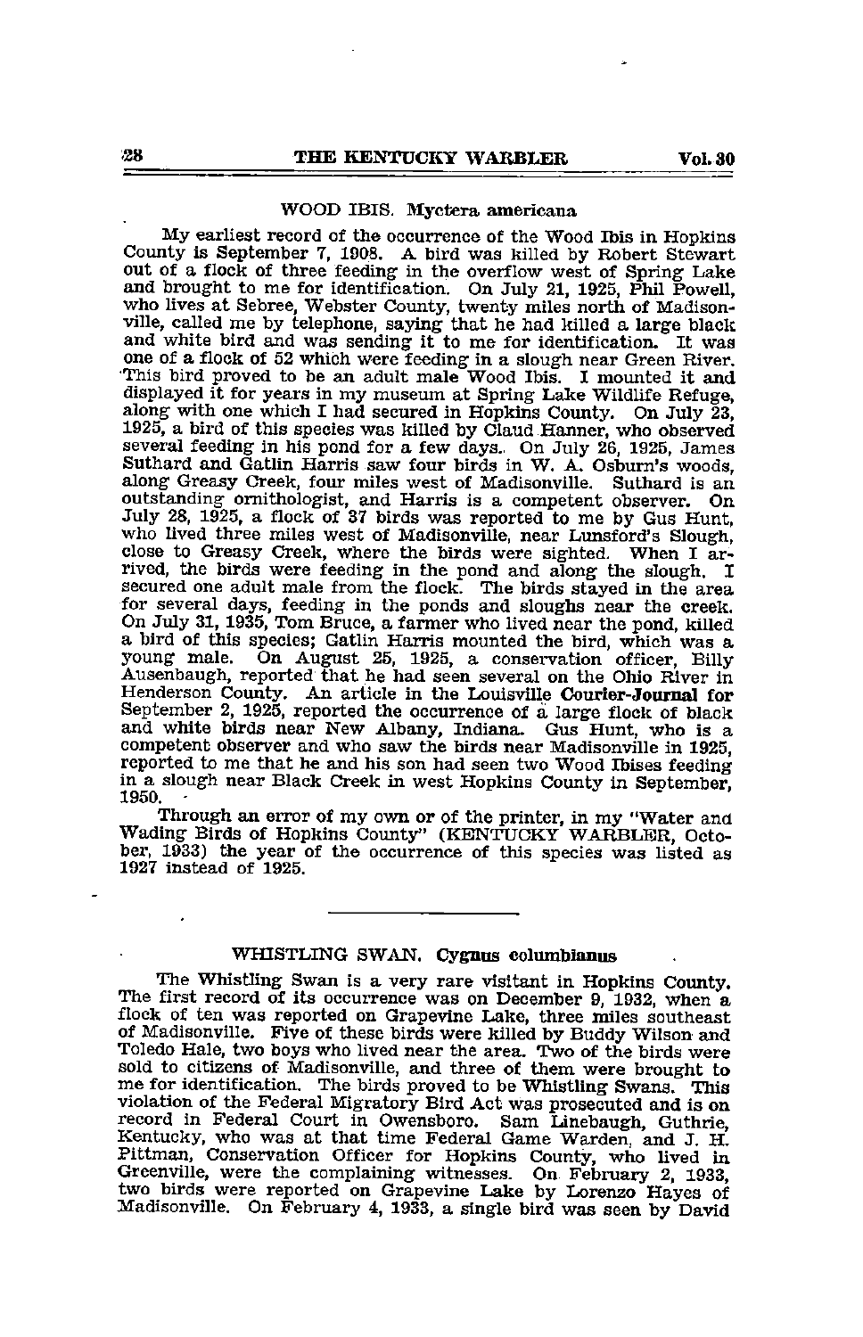### WOOD IBIS. Mycteria americana

My earliest record of the occurrence of the Wood Ibis in Hopkins County is September 7, 1908. A bird was killed by Robert Stewart out of a flock of three feeding in the overflow west of Spring Lake and brought to me for identification. On July 21, 1925, Phil Powell, who lives at Sebree, Webster County, twenty miles north of Madisonville, called me by telephone, saying that he had killed a large black and white bird and was sending it to me for identification. It was one of a flock of 52 which were feeding in a slough near Green River. This bird proved to be an adult male Wood Ibis. I mounted it and displayed it for years in my museum at Spring Lake Wildlife Refuge, along with one which I had secured in Hopkins County. On July 23, 1925, a bird of this species was killed by Claud Hanner, who observed several feeding in his pond for a few days. On July 26, 1925, James Suthard and Gatlin Harris saw four birds in W. A. Osburn's woods, along Greasy Creek, four miles west of Madisonville. Suthard is an outstanding ornithologist, and Harris is a competent observer. On July 28, 1925, a flock of 37 birds was reported to me by Gus Hunt, who lived three miles west of Madisonville, near Lunsford's Slough, close to Greasy Creek, where the birds were sighted. When I arrived, the birds were feeding in the pond and along the slough. I secured one adult male from the flock. The birds stayed in the area for several days, feeding in the ponds and sloughs near the creek. On July 31, 1935, Tom Bruce, a farmer who lived near the pond, killed a bird of this species; Gatlin Harris mounted the bird, which was a young male. On August 25, 1925, a conservation officer, Billy Ausenbaugh, reported that he had seen several on the Ohio River in Henderson County. An article in the Louisville Courier-Journal for September 2, 1925, reported the occurrence of a large flock of black and white birds near New Albany, Indiana. Gus Hunt, who is a competent observer and who saw the birds near Madisonville in 1925, reported to me that he and his son had seen two Wood Ibises feeding in a slough near Black Creek in west Hopkins County in September, 1950.

Through an error of my own or of the printer, in my "Water and Wading Birds of Hopkins County" (KENTUCKY WARBLER, October, 1933) the year of the occurrence of this species was listed as 1927 instead of 1925.

---

### WHISTLING SWAN. Cygnus columbianus

The Whistling Swan is a very rare visitant in Hopkins County. The first record of its occurrence was on December 9, 1932, when a flock of ten was reported on Grapevine Lake, three miles southeast of Madisonville. Five of these birds were killed by Buddy Wilson and Toledo Hale, two boys who lived near the area. Two of the birds were sold to citizens of Madisonville, and three of them were brought to me for identification. The birds proved to be Whistling Swans. This violation of the Federal Migratory Bird Act was prosecuted and is on record in Federal Court in Owensboro. Sam Linebaugh, Guthrie, Kentucky, who was at that time Federal Game Warden, and J. H. Pittman, Conservation Officer for Hopkins County, who lived in Greenville, were the complaining witnesses. On February 2, 1933, two birds were reported on Grapevine Lake by Lorenzo Hayes of Madisonville. On February 4, 1933, a single bird was seen by David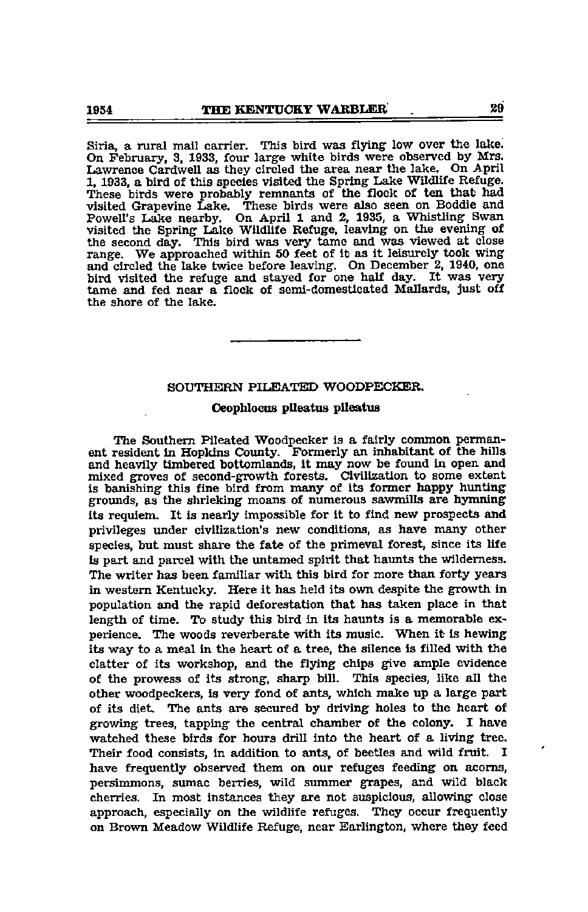Siria, a rural mail carrier. This bird was flying low over the lake. On February, 3, 1933, four large white birds were observed by Mrs. Lawrence Cardwell as they circled the area near the lake. On April 1, 1933, a bird of this species visited the Spring Lake Wildlife Refuge. These birds were probably remnants of the flock of ten that had visited Grapevine Lake. These birds were also seen on Boddie and Powell's Lake nearby. On April 1 and 2, 1935, a Whistling Swan visited the Spring Lake Wildlife Refuge, leaving on the evening of the second day. This bird was very tame and was viewed at close range. We approached within 50 feet of it as it leisurely took wing and circled the lake twice before leaving. On December 2, 1940, one bird visited the refuge and stayed for one half day. It was very tame and fed near a flock of semi-domesticated Mallards, just off the shore of the lake.

---

## SOUTHERN PILEATED WOODPECKER.

**Ceophlocus pileatus pileatus**

The Southern Pileated Woodpecker is a fairly common permanent resident in Hopkins County. Formerly an inhabitant of the hills and heavily timbered bottomlands, it may now be found in open and mixed groves of second-growth forests. Civilization to some extent is banishing this fine bird from many of its former happy hunting grounds, as the shrieking moans of numerous sawmills are hymning its requiem. It is nearly impossible for it to find new prospects and privileges under civilization's new conditions, as have many other species, but must share the fate of the primeval forest, since its life is part and parcel with the untamed spirit that haunts the wilderness. The writer has been familiar with this bird for more than forty years in western Kentucky. Here it has held its own despite the growth in population and the rapid deforestation that has taken place in that length of time. To study this bird in its haunts is a memorable experience. The woods reverberate with its music. When it is hewing its way to a meal in the heart of a tree, the silence is filled with the clatter of its workshop, and the flying chips give ample evidence of the prowess of its strong, sharp bill. This species, like all the other woodpeckers, is very fond of ants, which make up a large part of its diet. The ants are secured by driving holes to the heart of growing trees, tapping the central chamber of the colony. I have watched these birds for hours drill into the heart of a living tree. Their food consists, in addition to ants, of beetles and wild fruit. I have frequently observed them on our refuges feeding on acorns, persimmons, sumac berries, wild summer grapes, and wild black cherries. In most instances they are not suspicious, allowing close approach, especially on the wildlife refuges. They occur frequently on Brown Meadow Wildlife Refuge, near Earlington, where they feed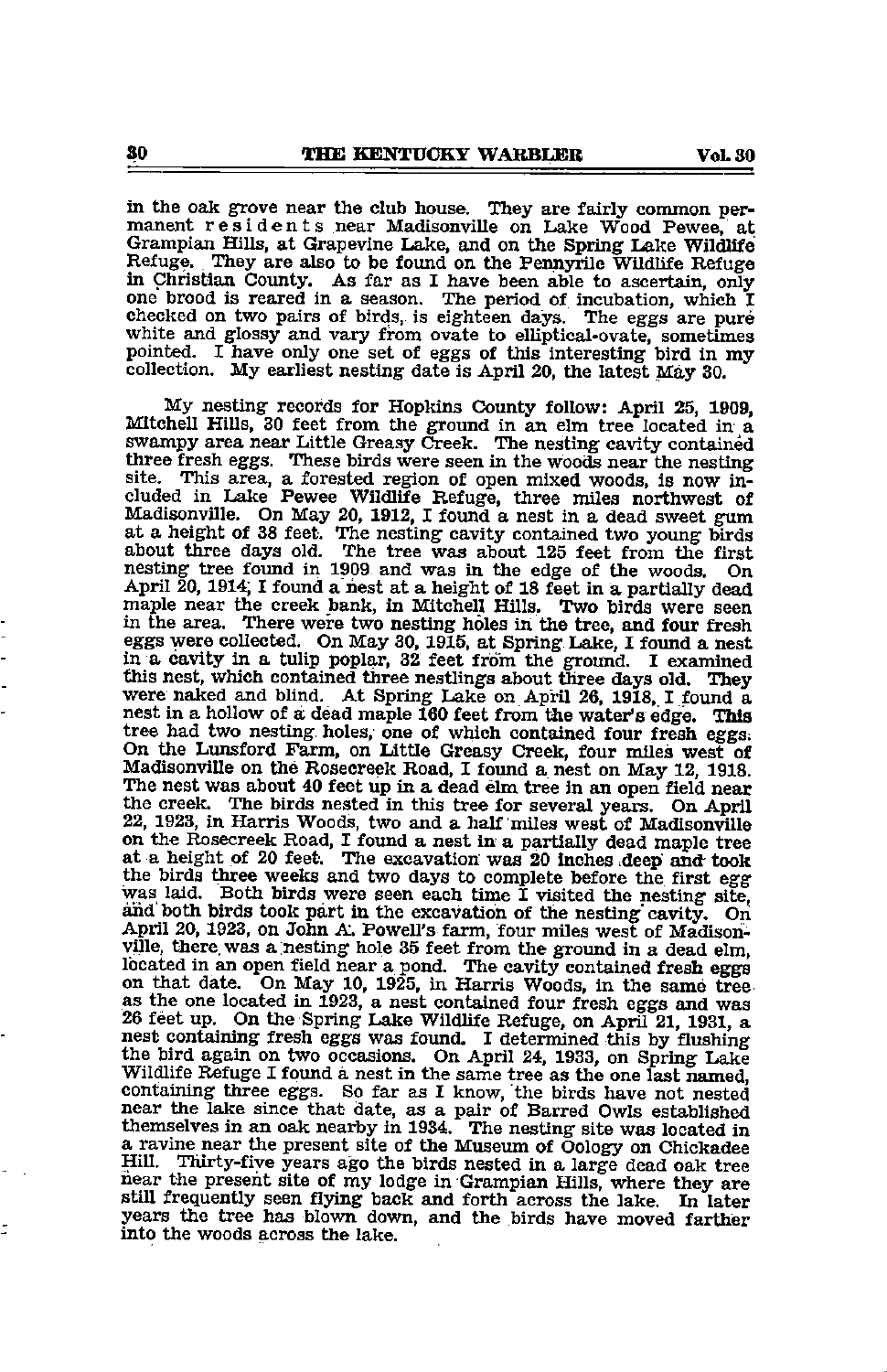in the oak grove near the club house. They are fairly common permanent residents near Madisonville on Lake Wood Pewee, at Grampian Hills, at Grapevine Lake, and on the Spring Lake Wildlife Refuge. They are also to be found on the Pennyrile Wildlife Refuge in Christian County. As far as I have been able to ascertain, only one brood is reared in a season. The period of incubation, which I checked on two pairs of birds, is eighteen days. The eggs are pure white and glossy and vary from ovate to elliptical-ovate, sometimes pointed. I have only one set of eggs of this interesting bird in my collection. My earliest nesting date is April 20, the latest May 30.

My nesting records for Hopkins County follow: April 25, 1909, Mitchell Hills, 30 feet from the ground in an elm tree located in a swampy area near Little Greasy Creek. The nesting cavity contained three fresh eggs. These birds were seen in the woods near the nesting site. This area, a forested region of open mixed woods, is now included in Lake Pewee Wildlife Refuge, three miles northwest of Madisonville. On May 20, 1912, I found a nest in a dead sweet gum at a height of 38 feet. The nesting cavity contained two young birds about three days old. The tree was about 125 feet from the first nesting tree found in 1909 and was in the edge of the woods. On April 20, 1914, I found a nest at a height of 18 feet in a partially dead maple near the creek bank, in Mitchell Hills. Two birds were seen in the area. There were two nesting holes in the tree, and four fresh eggs were collected. On May 30, 1915, at Spring Lake, I found a nest in a cavity in a tulip poplar, 32 feet from the ground. I examined this nest, which contained three nestlings about three days old. They were naked and blind. At Spring Lake on April 26, 1918, I found a nest in a hollow of a dead maple 160 feet from the water's edge. This tree had two nesting holes, one of which contained four fresh eggs. On the Lunsford Farm, on Little Greasy Creek, four miles west of Madisonville on the Rosecreek Road, I found a nest on May 12, 1918. The nest was about 40 feet up in a dead elm tree in an open field near the creek. The birds nested in this tree for several years. On April 22, 1923, in Harris Woods, two and a half miles west of Madisonville on the Rosecreek Road, I found a nest in a partially dead maple tree at a height of 20 feet. The excavation was 20 inches deep and took the birds three weeks and two days to complete before the first egg was laid. Both birds were seen each time I visited the nesting site, and both birds took part in the excavation of the nesting cavity. On April 20, 1923, on John A. Powell's farm, four miles west of Madisonville, there was a nesting hole 35 feet from the ground in a dead elm, located in an open field near a pond. The cavity contained fresh eggs on that date. On May 10, 1925, in Harris Woods, in the same tree as the one located in 1923, a nest contained four fresh eggs and was 26 feet up. On the Spring Lake Wildlife Refuge, on April 21, 1931, a nest containing fresh eggs was found. I determined this by flushing the bird again on two occasions. On April 24, 1933, on Spring Lake Wildlife Refuge I found a nest in the same tree as the one last named, containing three eggs. So far as I know, the birds have not nested near the lake since that date, as a pair of Barred Owls established themselves in an oak nearby in 1934. The nesting site was located in a ravine near the present site of the Museum of Oology on Chickadee Hill. Thirty-five years ago the birds nested in a large dead oak tree near the present site of my lodge in Grampian Hills, where they are still frequently seen flying back and forth across the lake. In later years the tree has blown down, and the birds have moved farther into the woods across the lake.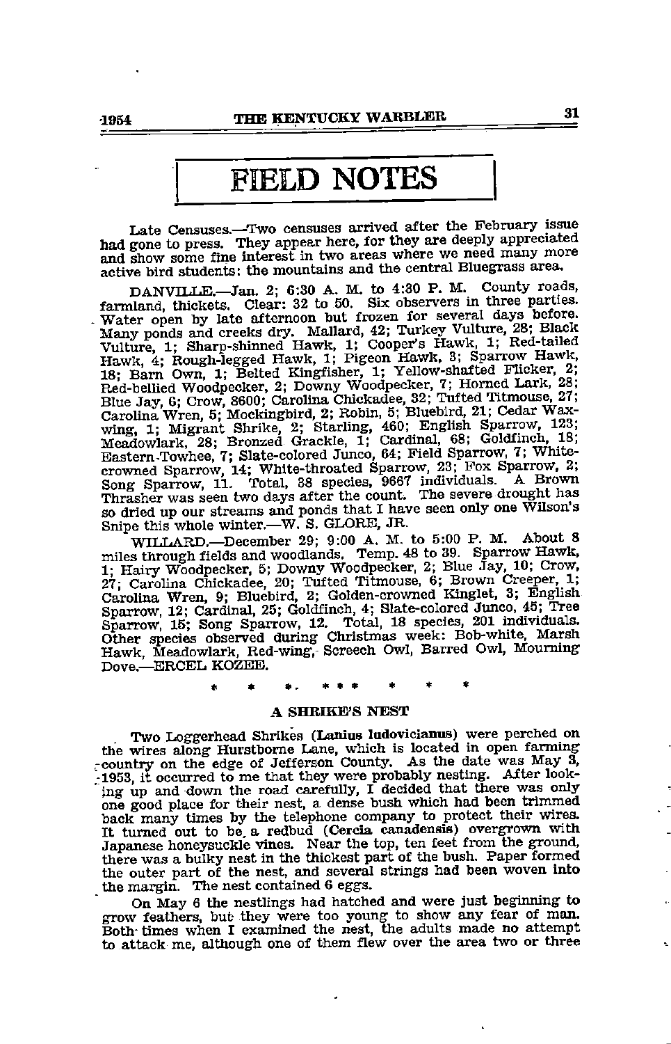# FIELD NOTES

Late Censuses.—Two censuses arrived after the February issue had gone to press. They appear here, for they are deeply appreciated and show some fine interest in two areas where we need many more active bird students: the mountains and the central Bluegrass area.

DANVILLE.—Jan. 2; 6:30 A. M. to 4:30 P. M. County roads, farmland, thickets. Clear: 32 to 50. Six observers in three parties. Water open by late afternoon but frozen for several days before. Many ponds and creeks dry. Mallard, 42; Turkey Vulture, 28; Black Vulture, 1; Sharp-shinned Hawk, 1; Cooper's Hawk, 1; Red-tailed Hawk, 4; Rough-legged Hawk, 1; Pigeon Hawk, 3; Sparrow Hawk, 18; Barn Own, 1; Belted Kingfisher, 1; Yellow-shafted Flicker, 2; Red-bellied Woodpecker, 2; Downy Woodpecker, 7; Horned Lark, 28; Blue Jay, 6; Crow, 8600; Carolina Chickadee, 32; Tufted Titmouse, 27; Carolina Wren, 5; Mockingbird, 2; Robin, 5; Bluebird, 21; Cedar Waxwing, 1; Migrant Shrike, 2; Starling, 460; English Sparrow, 123; Meadowlark, 28; Bronzed Grackle, 1; Cardinal, 68; Goldfinch, 18; Eastern-Towhee, 7; Slate-colored Junco, 64; Field Sparrow, 7; White-crowned Sparrow, 14; White-throated Sparrow, 23; Fox Sparrow, 2; Song Sparrow, 11. Total, 38 species, 9667 individuals. A Brown Thrasher was seen two days after the count. The severe drought has so dried up our streams and ponds that I have seen only one Wilson's Snipe this whole winter.—W. S. GLORE, JR.

WILLARD.—December 29; 9:00 A. M. to 5:00 P. M. About 8 miles through fields and woodlands. Temp. 48 to 39. Sparrow Hawk, 1; Hairy Woodpecker, 5; Downy Woodpecker, 2; Blue Jay, 10; Crow, 27; Carolina Chickadee, 20; Tufted Titmouse, 6; Brown Creeper, 1; Carolina Wren, 9; Bluebird, 2; Golden-crowned Kinglet, 3; English Sparrow, 12; Cardinal, 25; Goldfinch, 4; Slate-colored Junco, 45; Tree Sparrow, 15; Song Sparrow, 12. Total, 18 species, 201 individuals. Other species observed during Christmas week: Bob-white, Marsh Hawk, Meadowlark, Red-wing, Screech Owl, Barred Owl, Mourning Dove.—ERCEL KOZEE.

\* \* \* \* \* \* \* \* \*

### A SHRIKE'S NEST

Two Loggerhead Shrikes (**Lanius ludovicianus**) were perched on the wires along Hurstborne Lane, which is located in open farming country on the edge of Jefferson County. As the date was May 3, 1953, it occurred to me that they were probably nesting. After looking up and down the road carefully, I decided that there was only one good place for their nest, a dense bush which had been trimmed back many times by the telephone company to protect their wires. It turned out to be a redbud (**Cercia canadensis**) overgrown with Japanese honeysuckle vines. Near the top, ten feet from the ground, there was a bulky nest in the thickest part of the bush. Paper formed the outer part of the nest, and several strings had been woven into the margin. The nest contained 6 eggs.

On May 6 the nestlings had hatched and were just beginning to grow feathers, but they were too young to show any fear of man. Both times when I examined the nest, the adults made no attempt to attack me, although one of them flew over the area two or three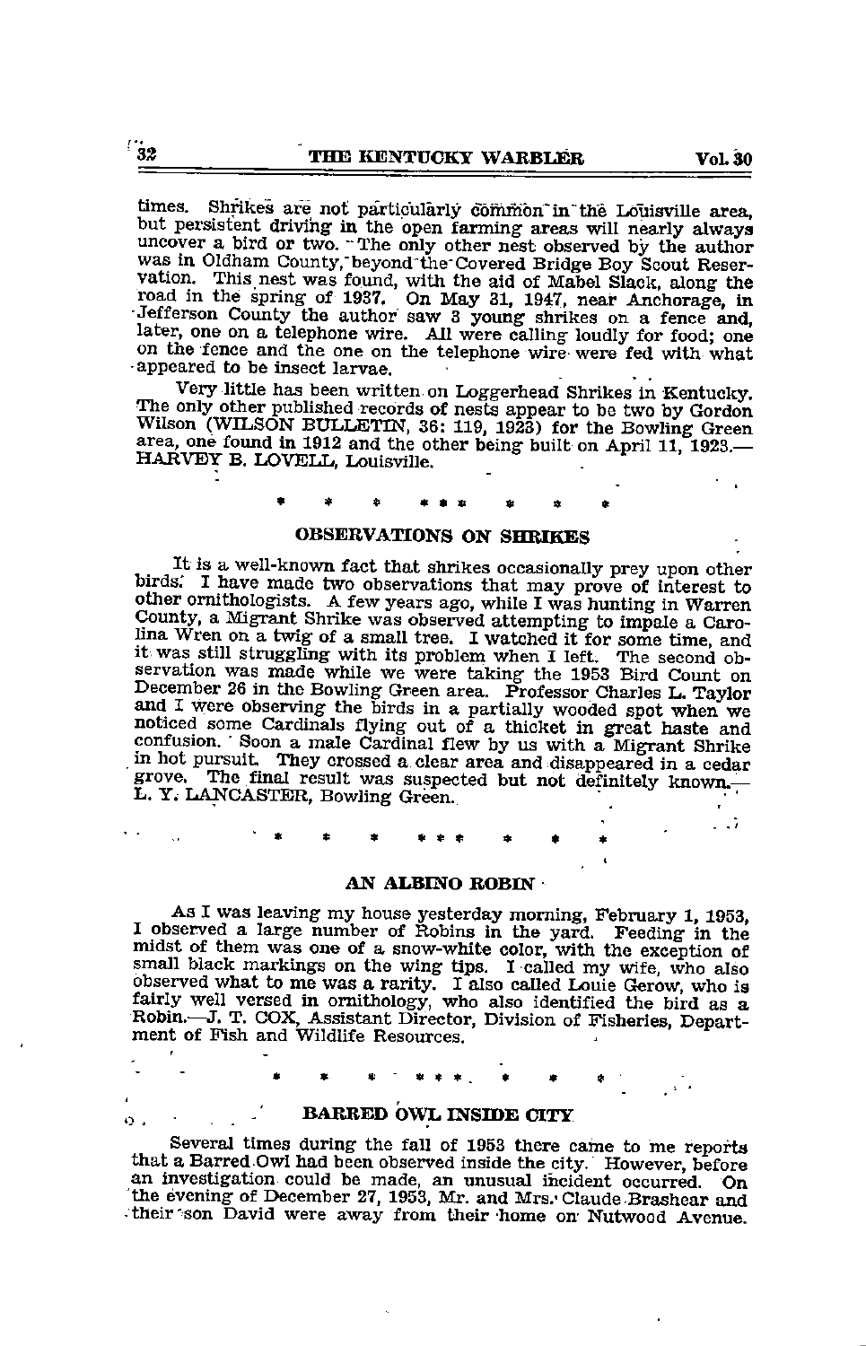times. Shrikes are not particularly common in the Louisville area, but persistent driving in the open farming areas will nearly always uncover a bird or two. The only other nest observed by the author was in Oldham County, beyond the Covered Bridge Boy Scout Reservation. This nest was found, with the aid of Mabel Slack, along the road in the spring of 1937. On May 31, 1947, near Anchorage, in Jefferson County the author saw 3 young shrikes on a fence and, later, one on a telephone wire. All were calling loudly for food; one on the fence and the one on the telephone wire were fed with what appeared to be insect larvae.

Very little has been written on Loggerhead Shrikes in Kentucky. The only other published records of nests appear to be two by Gordon Wilson (WILSON BULLETIN, 36: 119, 1923) for the Bowling Green area, one found in 1912 and the other being built on April 11, 1923.—HARVEY B. LOVELL, Louisville.

\* \* \* \* \* \* \* \* \*

## OBSERVATIONS ON SHRIKES

It is a well-known fact that shrikes occasionally prey upon other birds. I have made two observations that may prove of interest to other ornithologists. A few years ago, while I was hunting in Warren County, a Migrant Shrike was observed attempting to impale a Carolina Wren on a twig of a small tree. I watched it for some time, and it was still struggling with its problem when I left. The second observation was made while we were taking the 1953 Bird Count on December 26 in the Bowling Green area. Professor Charles L. Taylor and I were observing the birds in a partially wooded spot when we noticed some Cardinals flying out of a thicket in great haste and confusion. Soon a male Cardinal flew by us with a Migrant Shrike in hot pursuit. They crossed a clear area and disappeared in a cedar grove. The final result was suspected but not definitely known.—L. Y. LANCASTER, Bowling Green.

\* \* \* \* \* \* \* \* \*

## AN ALBINO ROBIN

As I was leaving my house yesterday morning, February 1, 1953, I observed a large number of Robins in the yard. Feeding in the midst of them was one of a snow-white color, with the exception of small black markings on the wing tips. I called my wife, who also observed what to me was a rarity. I also called Louie Gerow, who is fairly well versed in ornithology, who also identified the bird as a Robin.—J. T. COX, Assistant Director, Division of Fisheries, Department of Fish and Wildlife Resources.

\* \* \* \* \* \* \* \* \*

## BARRED OWL INSIDE CITY

Several times during the fall of 1953 there came to me reports that a Barred Owl had been observed inside the city. However, before an investigation could be made, an unusual incident occurred. On the evening of December 27, 1953, Mr. and Mrs. Claude Brashear and their son David were away from their home on Nutwood Avenue.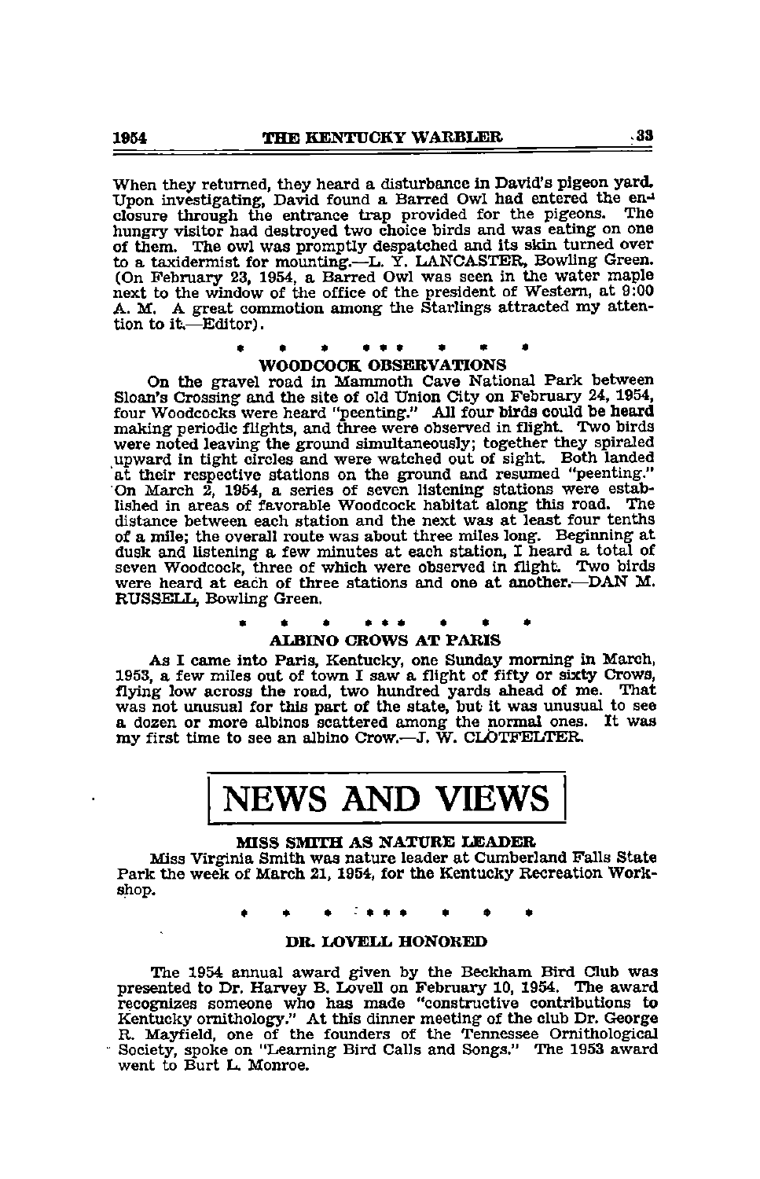When they returned, they heard a disturbance in David's pigeon yard. Upon investigating, David found a Barred Owl had entered the enclosure through the entrance trap provided for the pigeons. The hungry visitor had destroyed two choice birds and was eating on one of them. The owl was promptly despatched and its skin turned over to a taxidermist for mounting.—L. Y. LANCASTER, Bowling Green. (On February 23, 1954, a Barred Owl was seen in the water maple next to the window of the office of the president of Western, at 9:00 A. M. A great commotion among the Starlings attracted my attention to it.—Editor).

\* \* \* \* \* \* \* \* \*

### WOODCOCK OBSERVATIONS

On the gravel road in Mammoth Cave National Park between Sloan's Crossing and the site of old Union City on February 24, 1954, four Woodcocks were heard "peenting." All four birds could be heard making periodic flights, and three were observed in flight. Two birds were noted leaving the ground simultaneously; together they spiraled upward in tight circles and were watched out of sight. Both landed at their respective stations on the ground and resumed "peenting." On March 2, 1954, a series of seven listening stations were established in areas of favorable Woodcock habitat along this road. The distance between each station and the next was at least four tenths of a mile; the overall route was about three miles long. Beginning at dusk and listening a few minutes at each station, I heard a total of seven Woodcock, three of which were observed in flight. Two birds were heard at each of three stations and one at another.—DAN M. RUSSELL, Bowling Green.

\* \* \* \* \* \* \* \* \*

### ALBINO CROWS AT PARIS

As I came into Paris, Kentucky, one Sunday morning in March, 1953, a few miles out of town I saw a flight of fifty or sixty Crows, flying low across the road, two hundred yards ahead of me. That was not unusual for this part of the state, but it was unusual to see a dozen or more albinos scattered among the normal ones. It was my first time to see an albino Crow.—J. W. CLOTFELTER.

# NEWS AND VIEWS

### MISS SMITH AS NATURE LEADER

Miss Virginia Smith was nature leader at Cumberland Falls State Park the week of March 21, 1954, for the Kentucky Recreation Workshop.

\* \* \* \* \* \* \* \* \*

### DR. LOVELL HONORED

The 1954 annual award given by the Beckham Bird Club was presented to Dr. Harvey B. Lovell on February 10, 1954. The award recognizes someone who has made "constructive contributions to Kentucky ornithology." At this dinner meeting of the club Dr. George R. Mayfield, one of the founders of the Tennessee Ornithological Society, spoke on "Learning Bird Calls and Songs." The 1953 award went to Burt L. Monroe.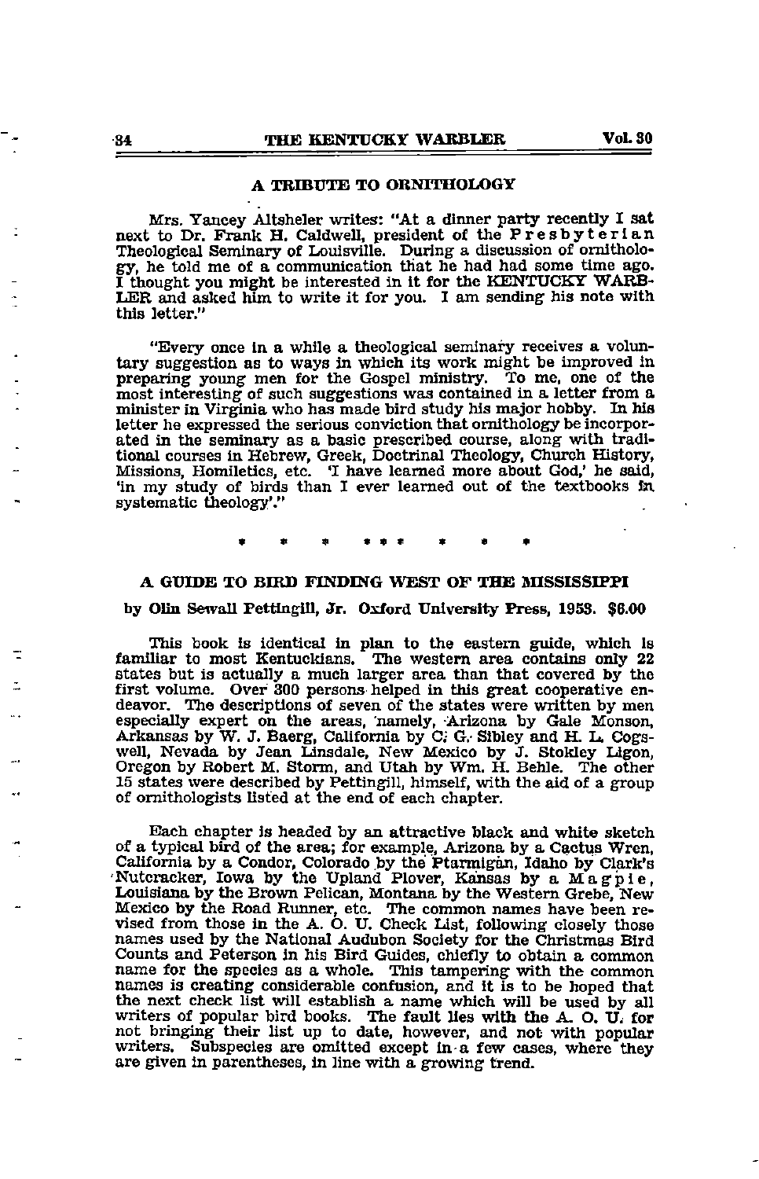## A TRIBUTE TO ORNITHOLOGY

Mrs. Yancey Altsheler writes: "At a dinner party recently I sat next to Dr. Frank H. Caldwell, president of the Presbyterian Theological Seminary of Louisville. During a discussion of ornithology, he told me of a communication that he had had some time ago. I thought you might be interested in it for the KENTUCKY WARBLER and asked him to write it for you. I am sending his note with this letter."

"Every once in a while a theological seminary receives a voluntary suggestion as to ways in which its work might be improved in preparing young men for the Gospel ministry. To me, one of the most interesting of such suggestions was contained in a letter from a minister in Virginia who has made bird study his major hobby. In his letter he expressed the serious conviction that ornithology be incorporated in the seminary as a basic prescribed course, along with traditional courses in Hebrew, Greek, Doctrinal Theology, Church History, Missions, Homiletics, etc. 'I have learned more about God,' he said, 'in my study of birds than I ever learned out of the textbooks in systematic theology'."

\* \* \* \* \* \* \* \* \*

## A GUIDE TO BIRD FINDING WEST OF THE MISSISSIPPI

**by Olin Sewall Pettingill, Jr. Oxford University Press, 1953. $6.00**

This book is identical in plan to the eastern guide, which is familiar to most Kentuckians. The western area contains only 22 states but is actually a much larger area than that covered by the first volume. Over 300 persons helped in this great cooperative endeavor. The descriptions of seven of the states were written by men especially expert on the areas, namely, Arizona by Gale Monson, Arkansas by W. J. Baerg, California by C. G. Sibley and H. L. Cogswell, Nevada by Jean Linsdale, New Mexico by J. Stokley Ligon, Oregon by Robert M. Storm, and Utah by Wm. H. Behle. The other 15 states were described by Pettingill, himself, with the aid of a group of ornithologists listed at the end of each chapter.

Each chapter is headed by an attractive black and white sketch of a typical bird of the area; for example, Arizona by a Cactus Wren, California by a Condor, Colorado by the Ptarmigan, Idaho by Clark's Nutcracker, Iowa by the Upland Plover, Kansas by a Magpie, Louisiana by the Brown Pelican, Montana by the Western Grebe, New Mexico by the Road Runner, etc. The common names have been revised from those in the A. O. U. Check List, following closely those names used by the National Audubon Society for the Christmas Bird Counts and Peterson in his Bird Guides, chiefly to obtain a common name for the species as a whole. This tampering with the common names is creating considerable confusion, and it is to be hoped that the next check list will establish a name which will be used by all writers of popular bird books. The fault lies with the A. O. U. for not bringing their list up to date, however, and not with popular writers. Subspecies are omitted except in a few cases, where they are given in parentheses, in line with a growing trend.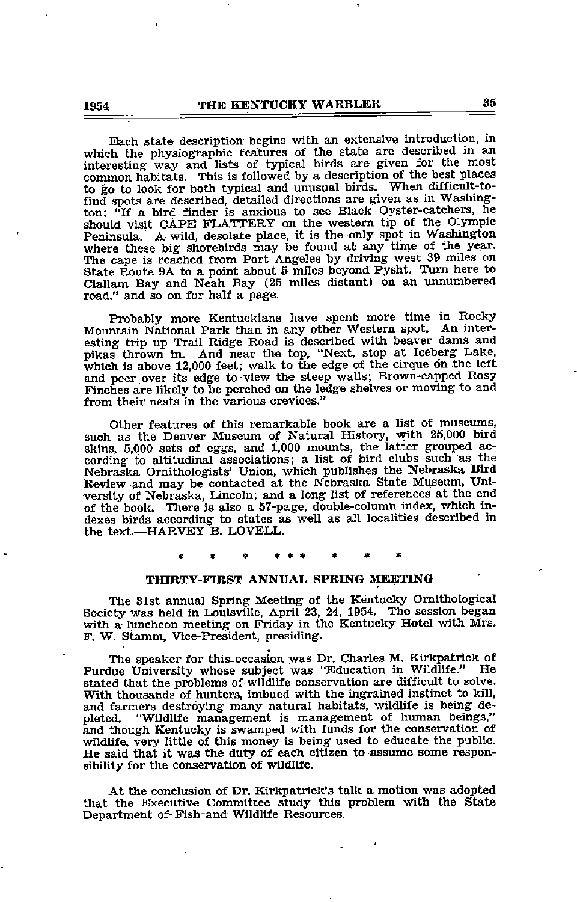Each state description begins with an extensive introduction, in which the physiographic features of the state are described in an interesting way and lists of typical birds are given for the most common habitats. This is followed by a description of the best places to go to look for both typical and unusual birds. When difficult-to-find spots are described, detailed directions are given as in Washington: "If a bird finder is anxious to see Black Oyster-catchers, he should visit CAPE FLATTERY on the western tip of the Olympic Peninsula. A wild, desolate place, it is the only spot in Washington where these big shorebirds may be found at any time of the year. The cape is reached from Port Angeles by driving west 39 miles on State Route 9A to a point about 5 miles beyond Pysht. Turn here to Clallam Bay and Neah Bay (25 miles distant) on an unnumbered road," and so on for half a page.

Probably more Kentuckians have spent more time in Rocky Mountain National Park than in any other Western spot. An interesting trip up Trail Ridge Road is described with beaver dams and pikas thrown in. And near the top, "Next, stop at Iceberg Lake, which is above 12,000 feet; walk to the edge of the cirque on the left and peer over its edge to view the steep walls; Brown-capped Rosy Finches are likely to be perched on the ledge shelves or moving to and from their nests in the various crevices."

Other features of this remarkable book are a list of museums, such as the Denver Museum of Natural History, with 25,000 bird skins, 5,000 sets of eggs, and 1,000 mounts, the latter grouped according to altitudinal associations; a list of bird clubs such as the Nebraska Ornithologists' Union, which publishes the **Nebraska Bird Review** and may be contacted at the Nebraska State Museum, University of Nebraska, Lincoln; and a long list of references at the end of the book. There is also a 57-page, double-column index, which indexes birds according to states as well as all localities described in the text.—HARVEY B. LOVELL.

\* \* \* \* \* \* \* \* \*

## THIRTY-FIRST ANNUAL SPRING MEETING

The 31st annual Spring Meeting of the Kentucky Ornithological Society was held in Louisville, April 23, 24, 1954. The session began with a luncheon meeting on Friday in the Kentucky Hotel with Mrs. F. W. Stamm, Vice-President, presiding.

The speaker for this occasion was Dr. Charles M. Kirkpatrick of Purdue University whose subject was "Education in Wildlife." He stated that the problems of wildlife conservation are difficult to solve. With thousands of hunters, imbued with the ingrained instinct to kill, and farmers destroying many natural habitats, wildlife is being depleted. "Wildlife management is management of human beings," and though Kentucky is swamped with funds for the conservation of wildlife, very little of this money is being used to educate the public. He said that it was the duty of each citizen to assume some responsibility for the conservation of wildlife.

At the conclusion of Dr. Kirkpatrick's talk a motion was adopted that the Executive Committee study this problem with the State Department of Fish and Wildlife Resources.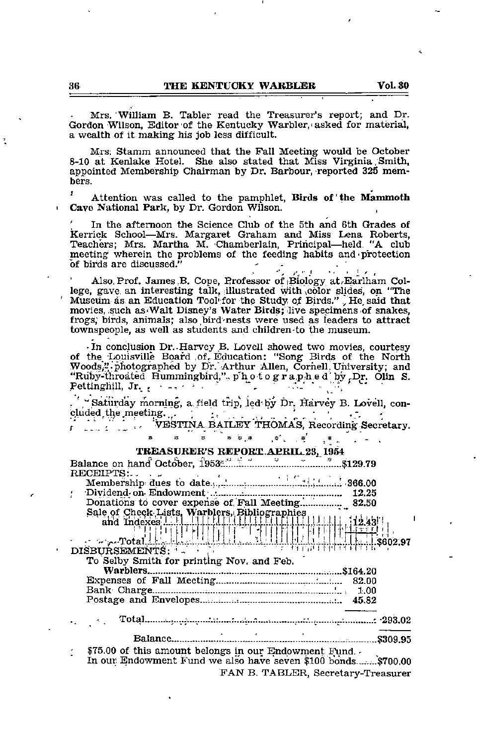Mrs. William B. Tabler read the Treasurer's report; and Dr. Gordon Wilson, Editor of the Kentucky Warbler, asked for material, a wealth of it making his job less difficult.

Mrs. Stamm announced that the Fall Meeting would be October 8-10 at Kenlake Hotel. She also stated that Miss Virginia Smith, appointed Membership Chairman by Dr. Barbour, reported 325 members.

Attention was called to the pamphlet, **Birds of the Mammoth Cave National Park**, by Dr. Gordon Wilson.

In the afternoon the Science Club of the 5th and 6th Grades of Kerrick School—Mrs. Margaret Graham and Miss Lena Roberts, Teachers; Mrs. Martha M. Chamberlain, Principal—held "A club meeting wherein the problems of the feeding habits and protection of birds are discussed."

Also Prof. James B. Cope, Professor of Biology at Earlham College, gave an interesting talk, illustrated with color slides, on "The Museum as an Education Tool for the Study of Birds." He said that movies, such as Walt Disney's **Water Birds**; live specimens of snakes, frogs, birds, animals; also bird-nests were used as leaders to attract townspeople, as well as students and children to the museum.

In conclusion Dr. Harvey B. Lovell showed two movies, courtesy of the Louisville Board of Education: "Song Birds of the North Woods," photographed by Dr. Arthur Allen, Cornell University; and "Ruby-throated Hummingbird," photographed by Dr. Olin S. Pettinghill, Jr.

Saturday morning, a field trip, led by Dr. Harvey B. Lovell, concluded the meeting.

VESTINA BAILEY THOMAS, Recording Secretary.

\* \* \* \* \* \*

## TREASURER'S REPORT APRIL 23, 1954

| | | |
|---|---|---|
| Balance on hand October, 1953 | | $129.79 |
| RECEIPTS: | | |
| Membership dues to date | 366.00 | |
| Dividend on Endowment | 12.25 | |
| Donations to cover expense of Fall Meeting | 82.50 | |
| Sale of Check Lists, Warblers, Bibliographies and Indexes | 12.43 | |
| Total | | $602.97 |
| DISBURSEMENTS: | | |
| To Selby Smith for printing Nov. and Feb. Warblers | $164.20 | |
| Expenses of Fall Meeting | 82.00 | |
| Bank Charge | 1.00 | |
| Postage and Envelopes | 45.82 | |
| Total | | 293.02 |
| Balance | | $309.95 |

$75.00 of this amount belongs in our Endowment Fund.
In our Endowment Fund we also have seven $100 bonds........$700.00

FAN B. TABLER, Secretary-Treasurer